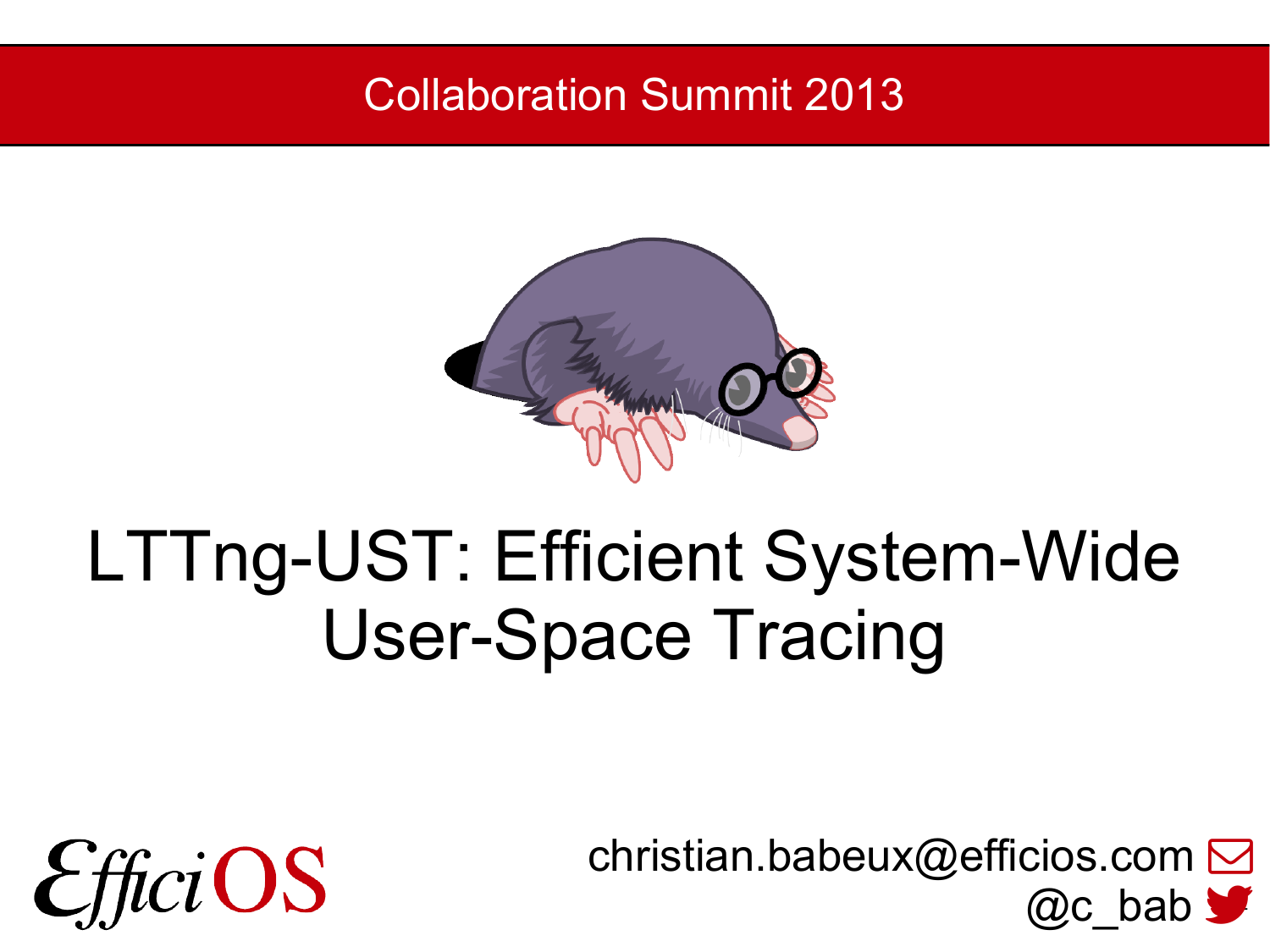Collaboration Summit 2013

# LTTng-UST: Efficient System-Wide User-Space Tracing

EfficiOS

christian.babeux@efficios.com

@c_bab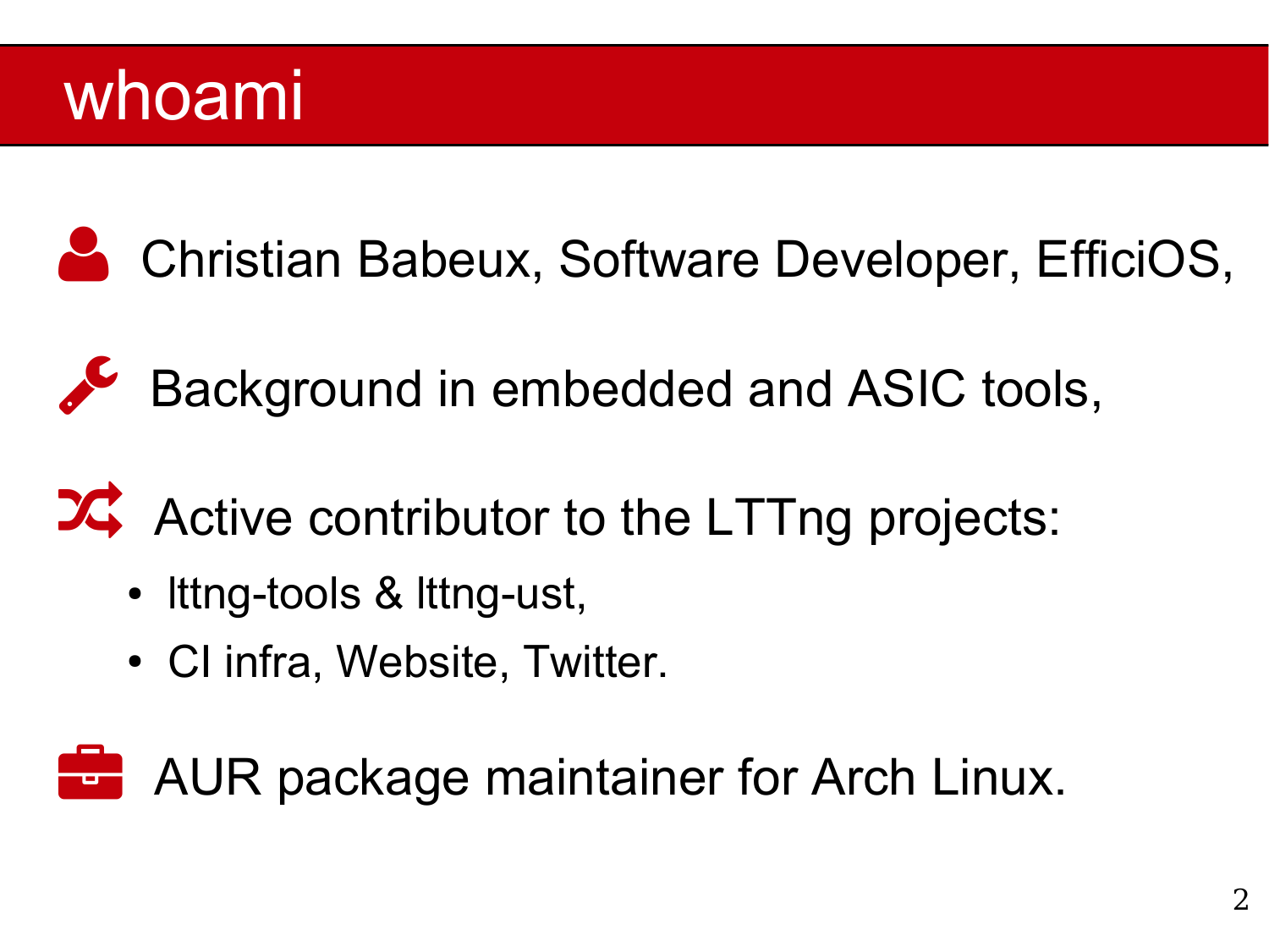# whoami

- Christian Babeux, Software Developer, EfficiOS,
- Background in embedded and ASIC tools,
- Active contributor to the LTTng projects:
  - lttng-tools & lttng-ust,
  - CI infra, Website, Twitter.
- AUR package maintainer for Arch Linux.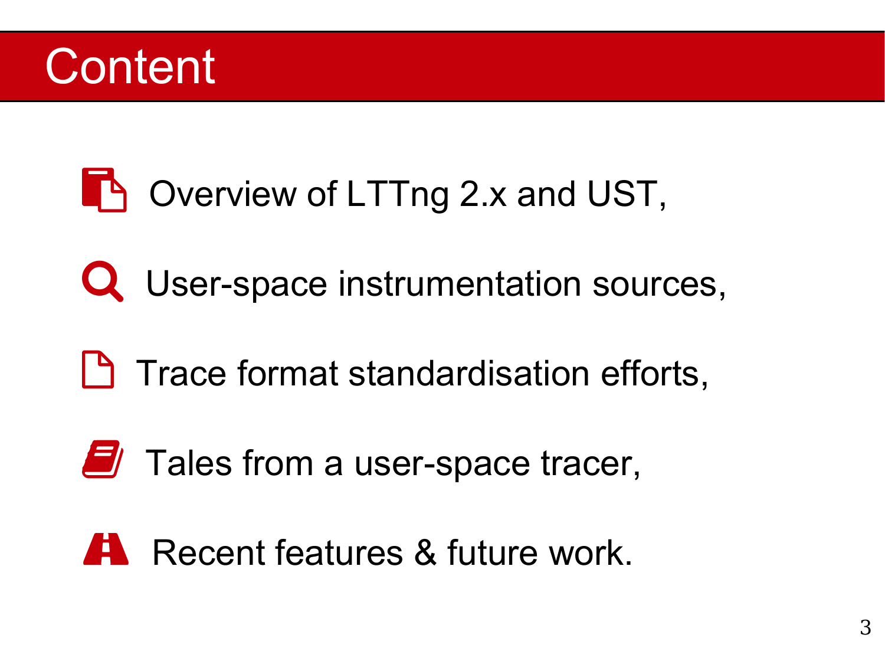# Content

- Overview of LTTng 2.x and UST,
- User-space instrumentation sources,
- Trace format standardisation efforts,
- Tales from a user-space tracer,
- Recent features & future work.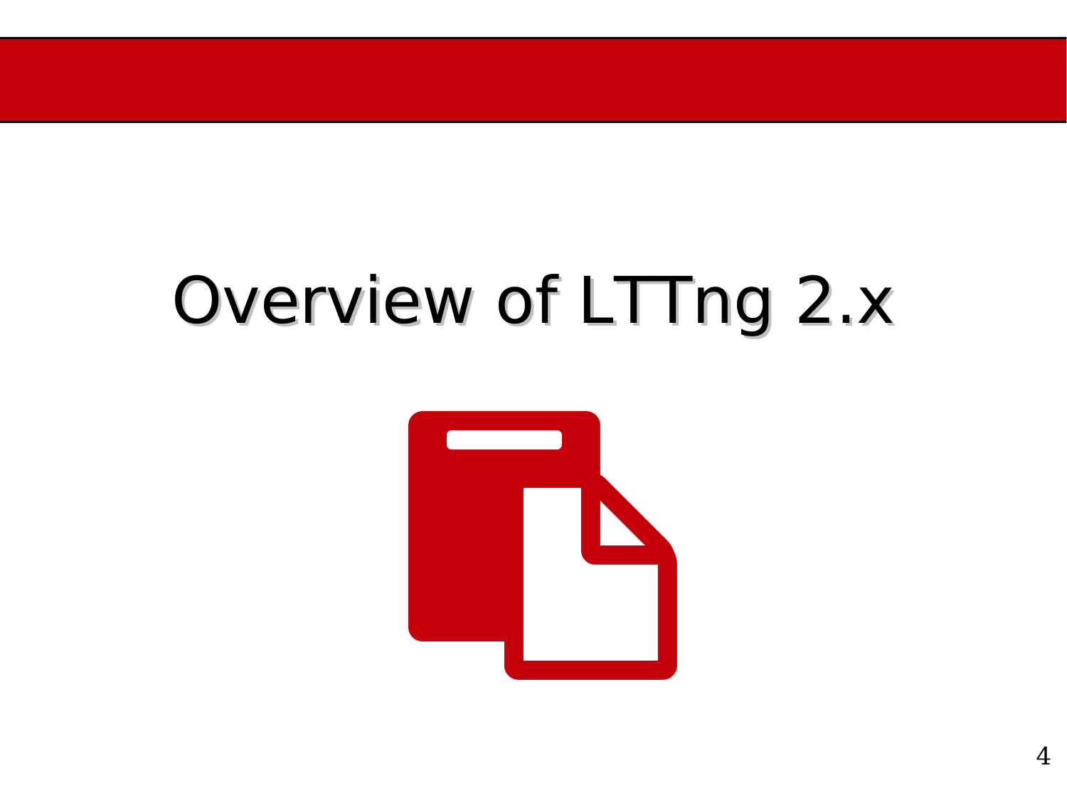# Overview of LTTng 2.x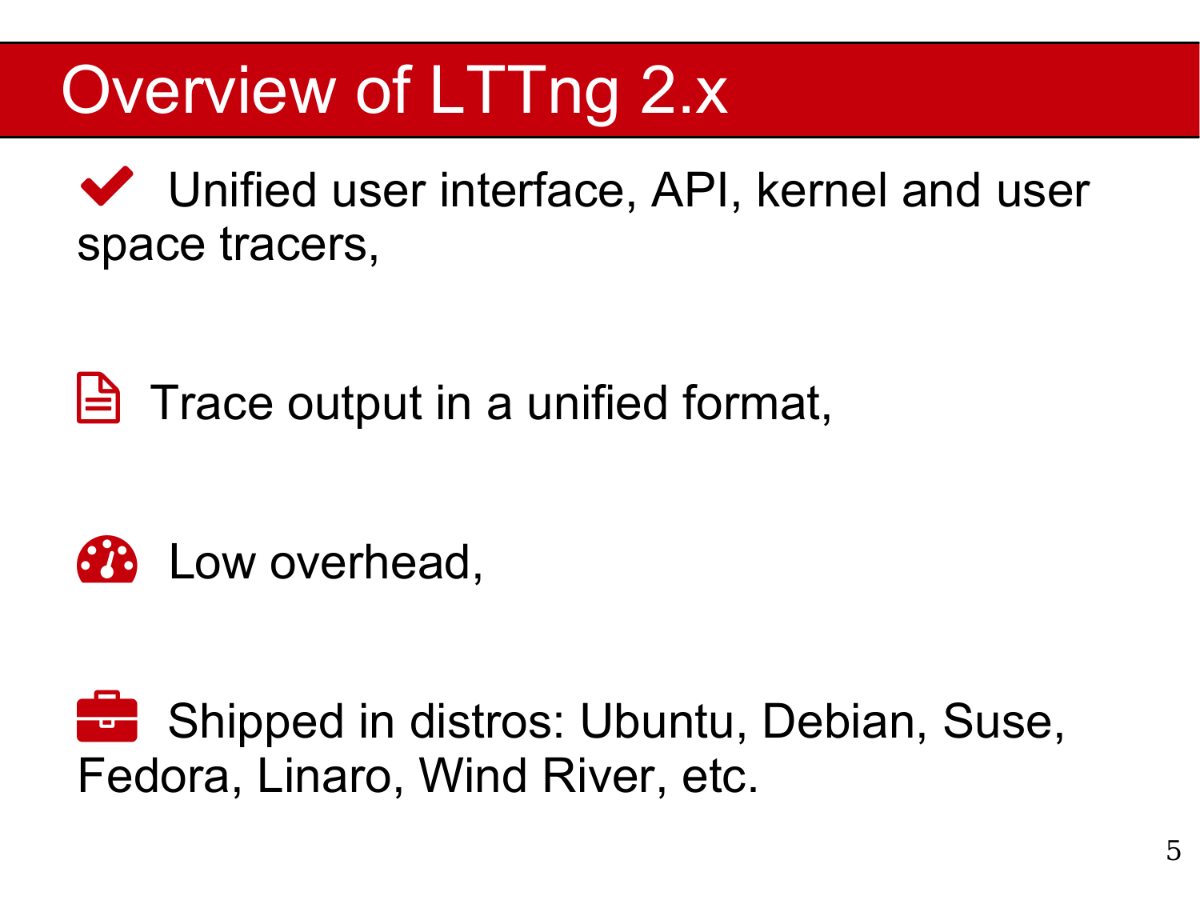# Overview of LTTng 2.x

- Unified user interface, API, kernel and user space tracers,

- Trace output in a unified format,

- Low overhead,

- Shipped in distros: Ubuntu, Debian, Suse, Fedora, Linaro, Wind River, etc.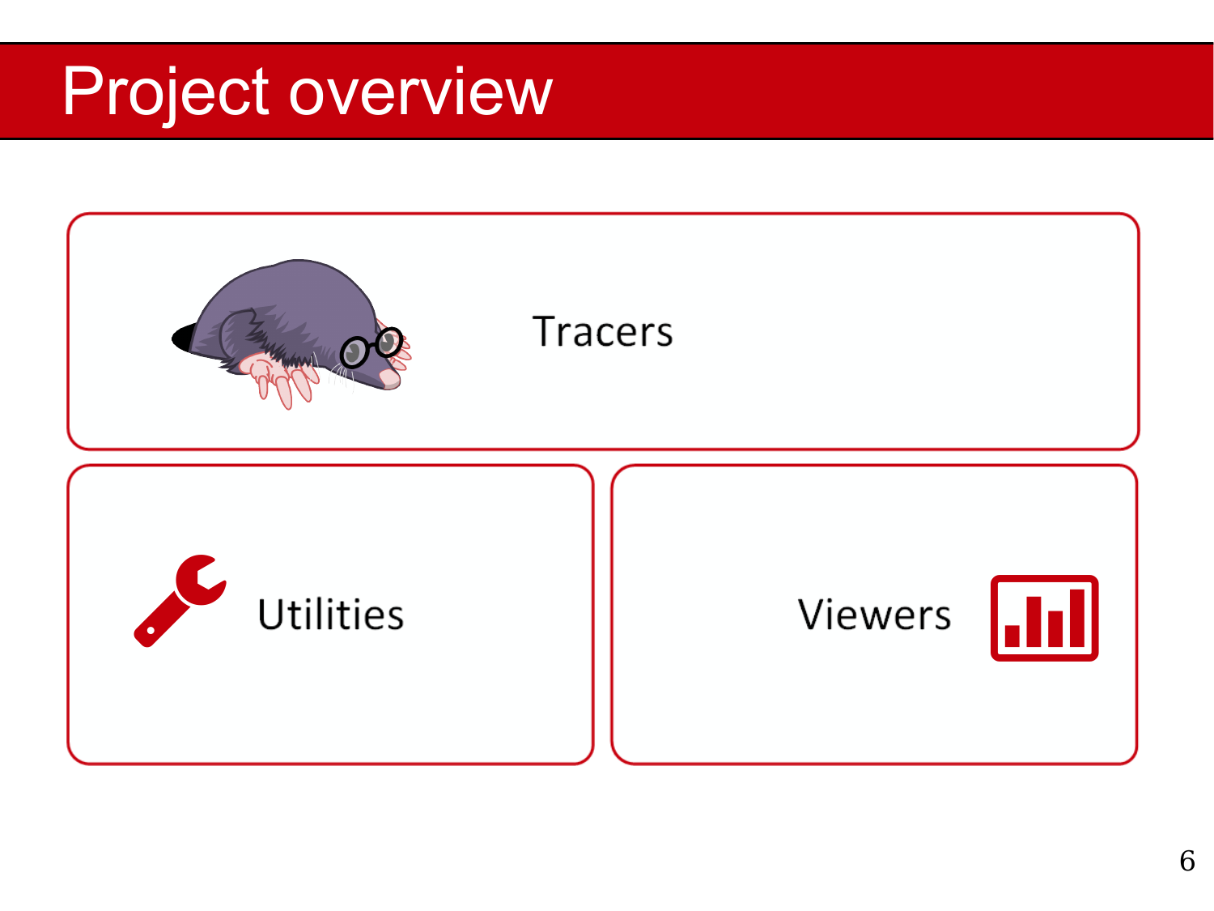# Project overview

Tracers

Utilities

Viewers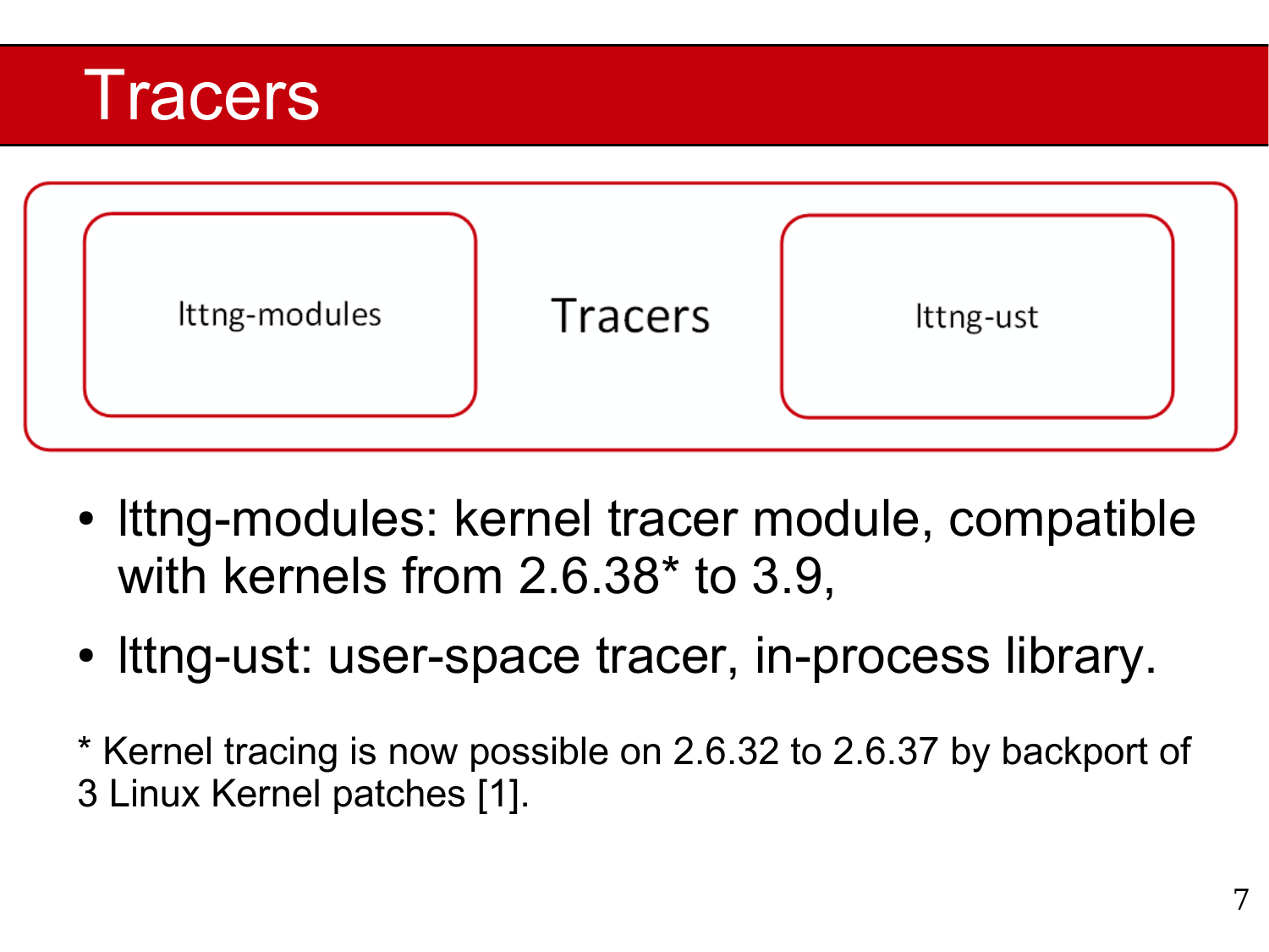# Tracers

lttng-modules | Tracers | lttng-ust

- lttng-modules: kernel tracer module, compatible with kernels from 2.6.38* to 3.9,
- lttng-ust: user-space tracer, in-process library.

* Kernel tracing is now possible on 2.6.32 to 2.6.37 by backport of 3 Linux Kernel patches [1].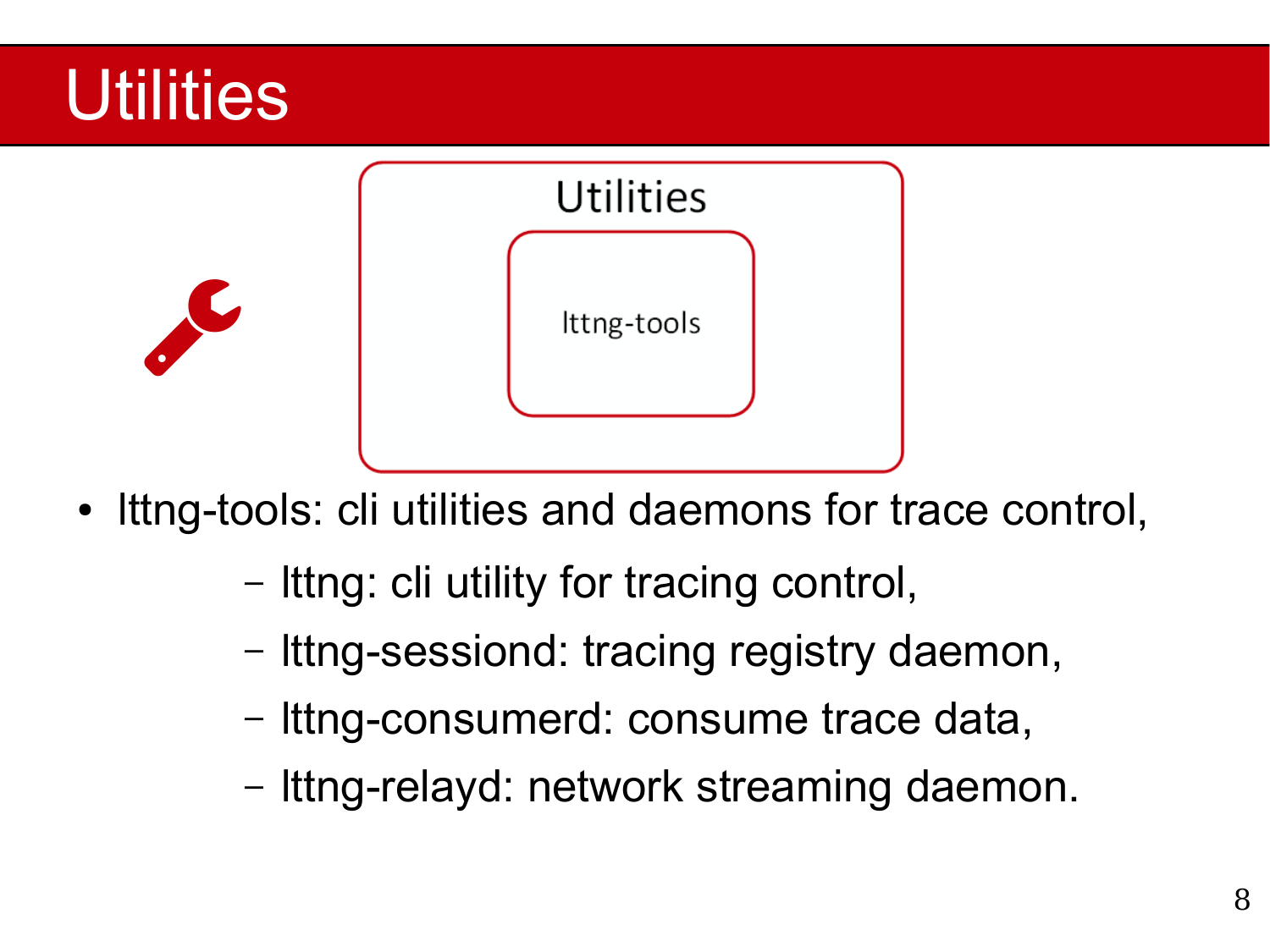# Utilities

Utilities

lttng-tools

- lttng-tools: cli utilities and daemons for trace control,
  - lttng: cli utility for tracing control,
  - lttng-sessiond: tracing registry daemon,
  - lttng-consumerd: consume trace data,
  - lttng-relayd: network streaming daemon.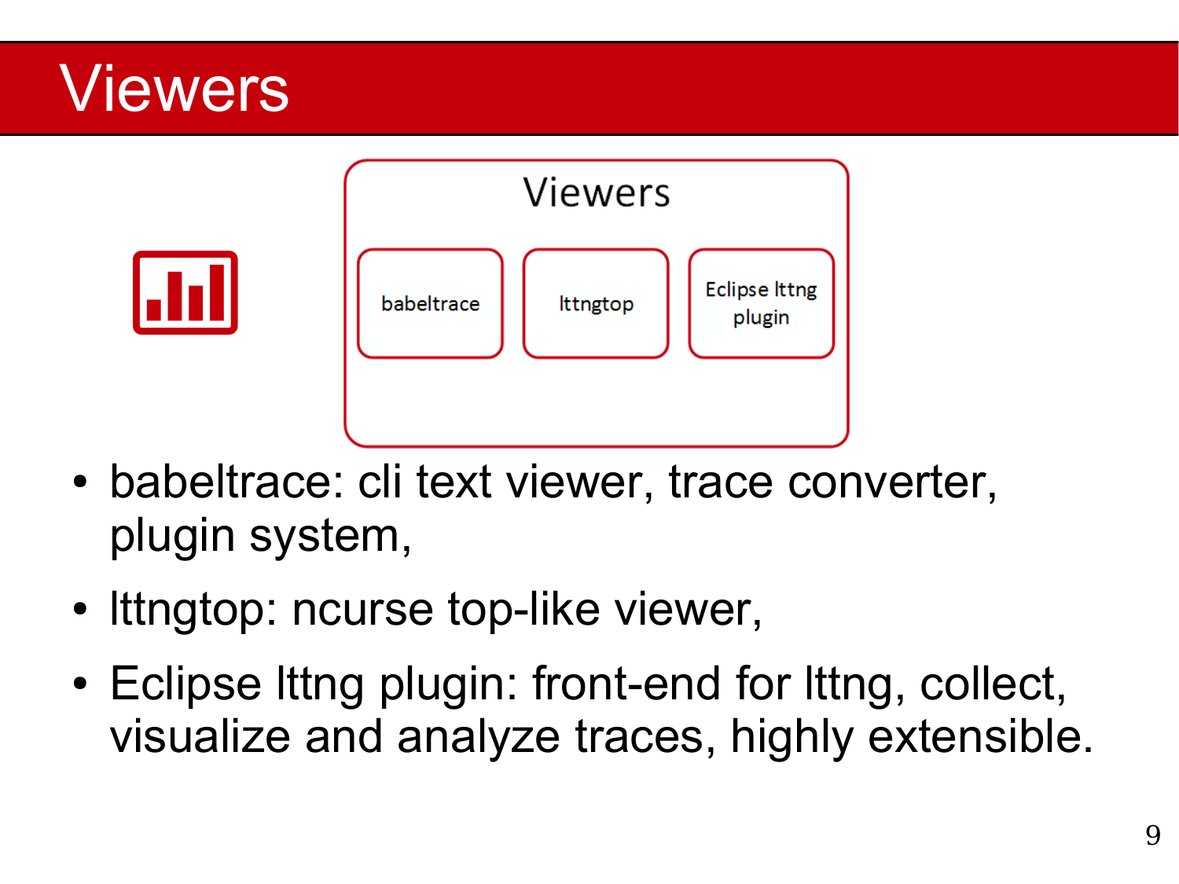# Viewers

Viewers

babeltrace | lttngtop | Eclipse lttng plugin

- babeltrace: cli text viewer, trace converter, plugin system,
- lttngtop: ncurse top-like viewer,
- Eclipse lttng plugin: front-end for lttng, collect, visualize and analyze traces, highly extensible.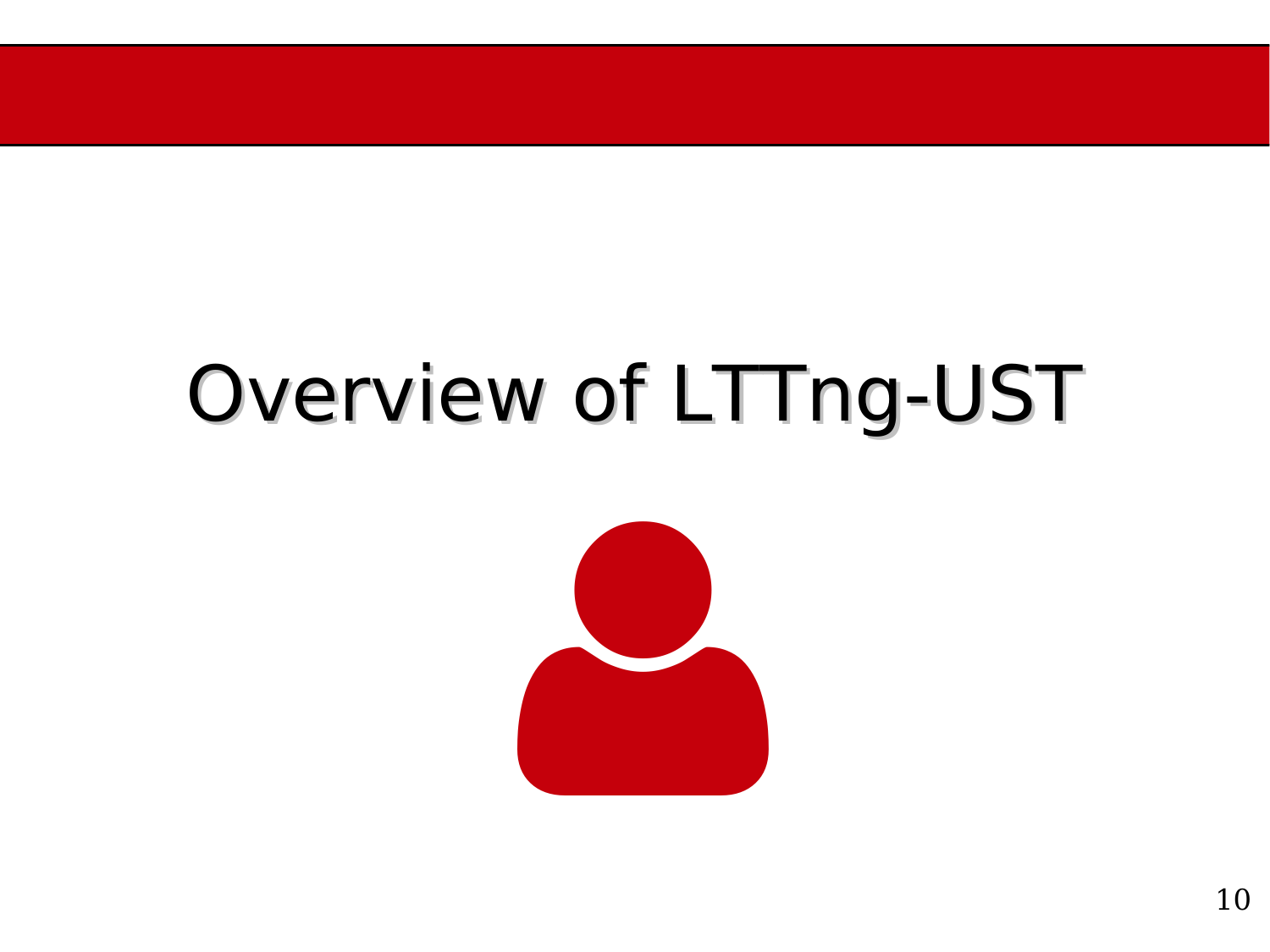# Overview of LTTng-UST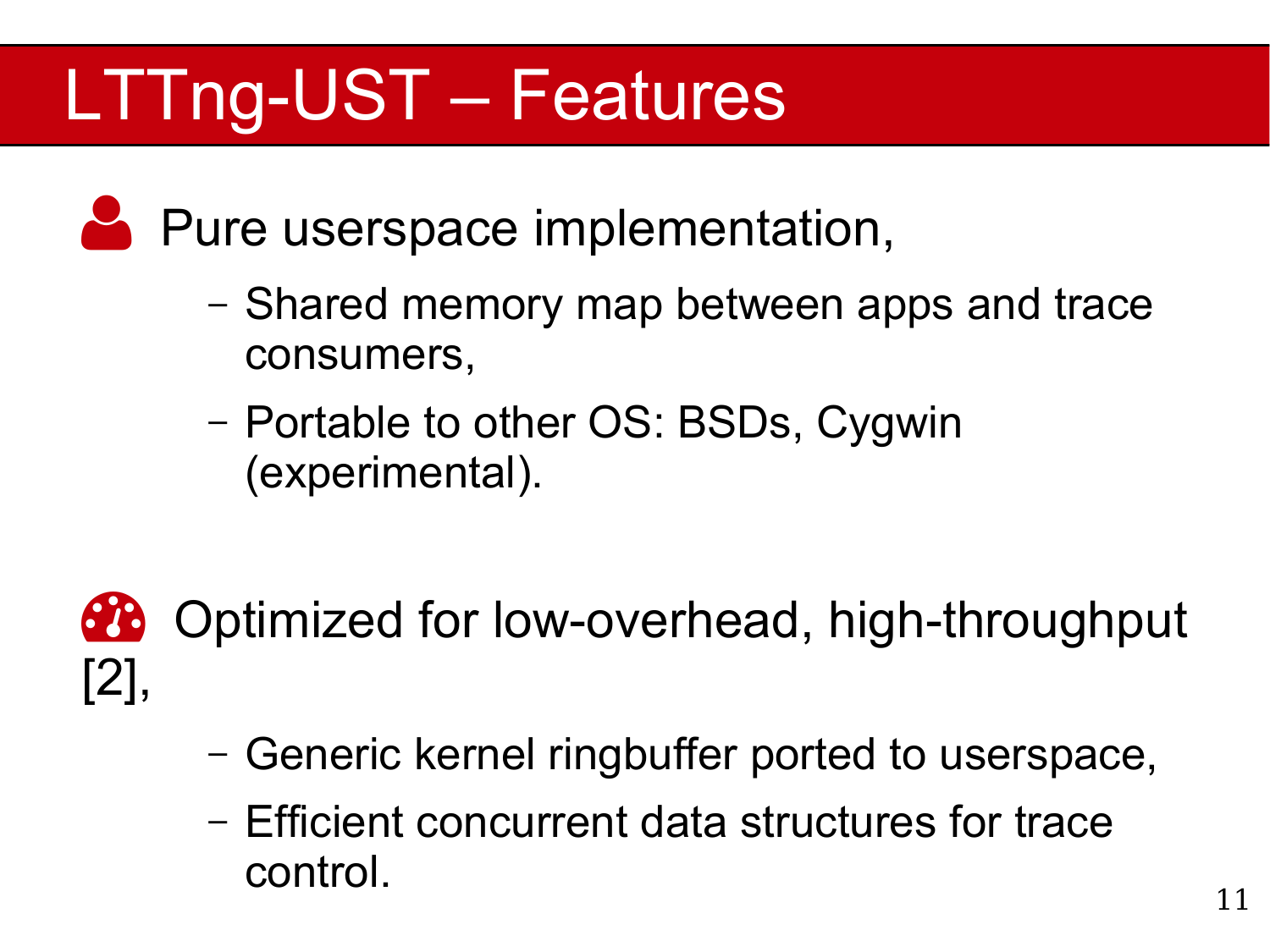# LTTng-UST – Features

- Pure userspace implementation,
  - Shared memory map between apps and trace consumers,
  - Portable to other OS: BSDs, Cygwin (experimental).

- Optimized for low-overhead, high-throughput [2],
  - Generic kernel ringbuffer ported to userspace,
  - Efficient concurrent data structures for trace control.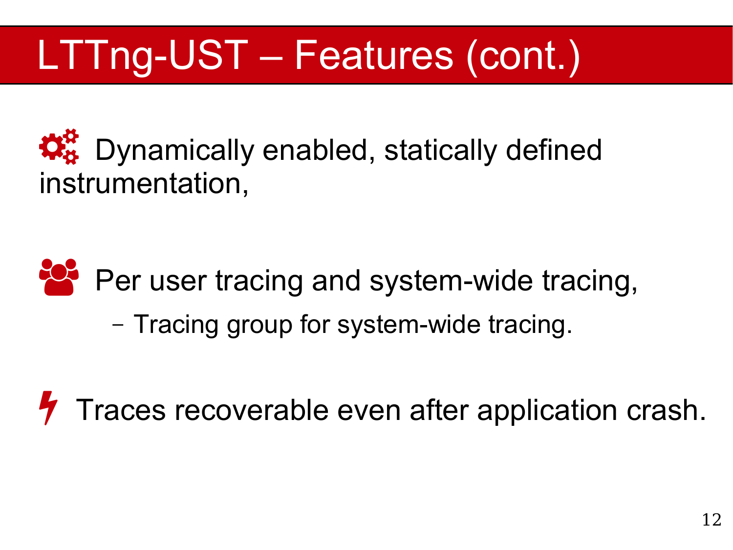# LTTng-UST – Features (cont.)

- Dynamically enabled, statically defined instrumentation,

- Per user tracing and system-wide tracing,
  - Tracing group for system-wide tracing.

- Traces recoverable even after application crash.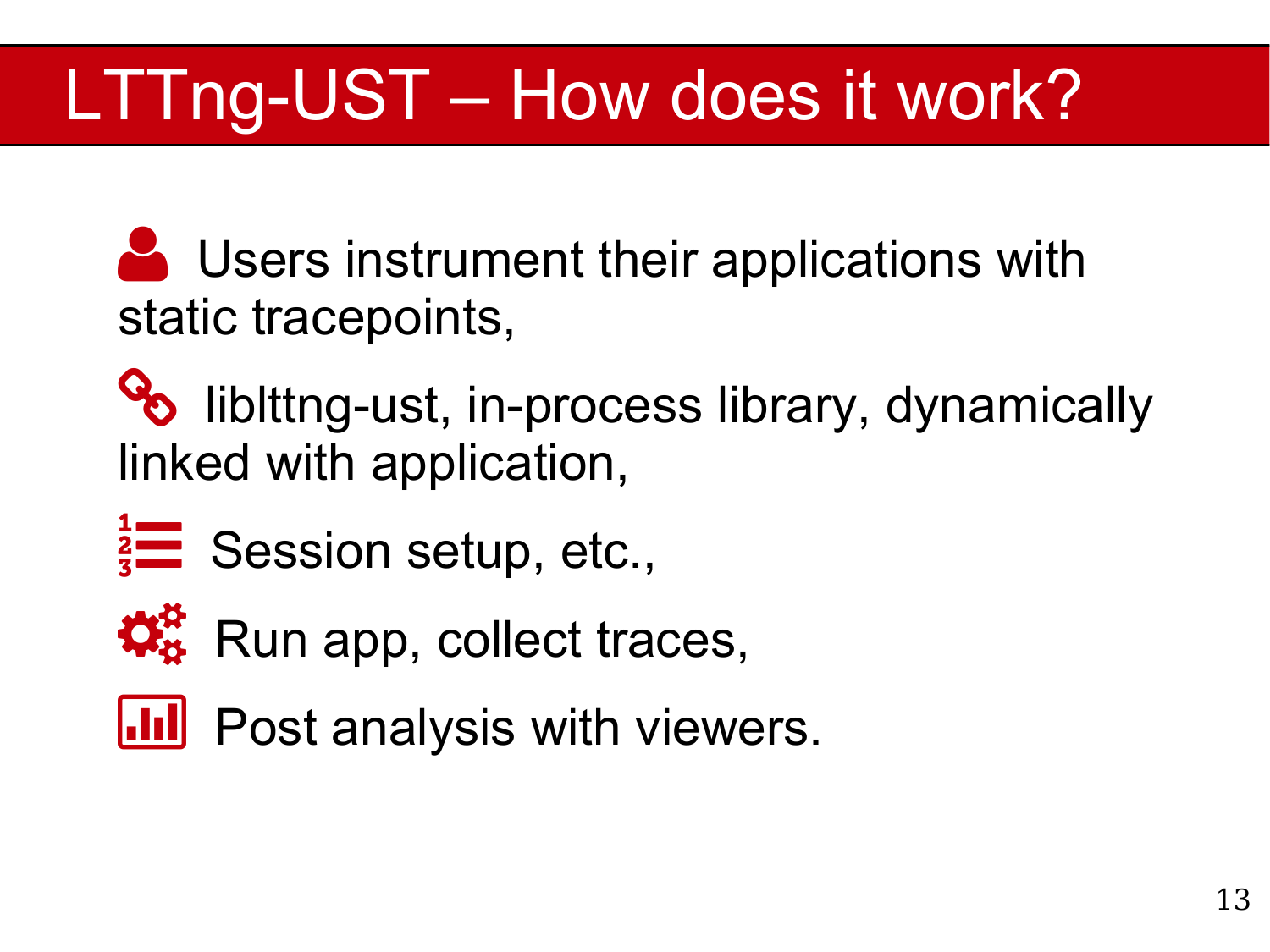# LTTng-UST – How does it work?

- Users instrument their applications with static tracepoints,
- liblttng-ust, in-process library, dynamically linked with application,
- Session setup, etc.,
- Run app, collect traces,
- Post analysis with viewers.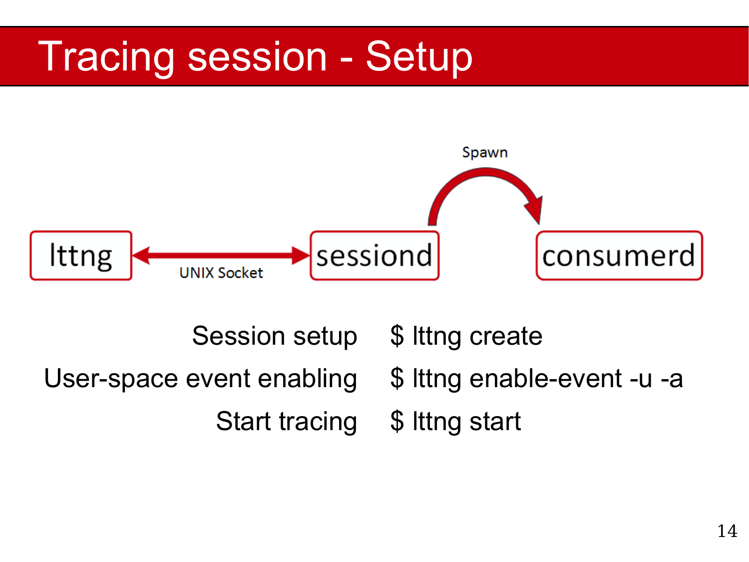# Tracing session - Setup

lttng ⟷ (UNIX Socket) ⟷ sessiond → (Spawn) → consumerd

| | |
|---|---|
| Session setup | $ lttng create |
| User-space event enabling | $ lttng enable-event -u -a |
| Start tracing | $ lttng start |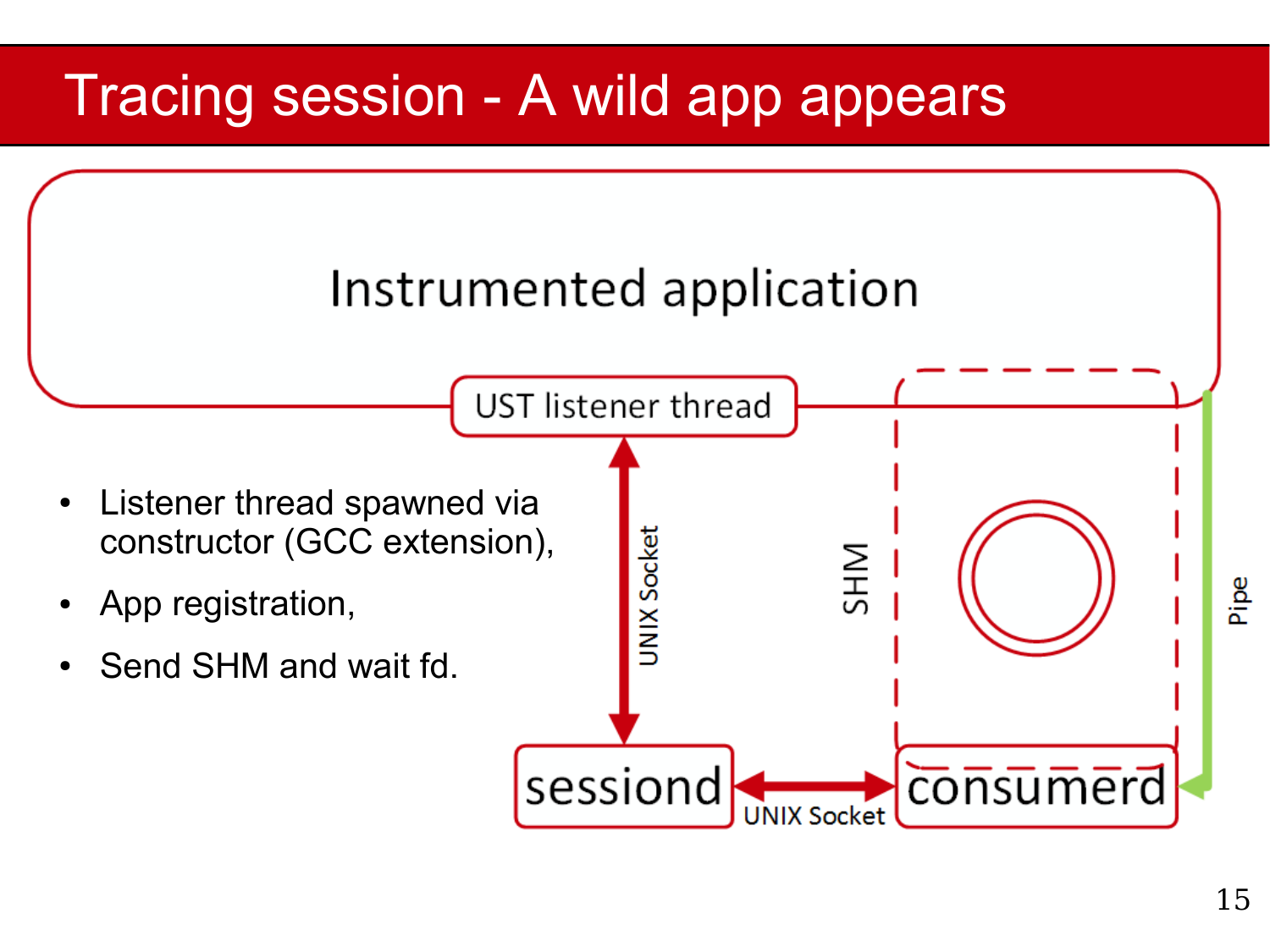# Tracing session - A wild app appears

Instrumented application

UST listener thread

UNIX Socket

SHM

Pipe

sessiond

UNIX Socket

consumerd

- Listener thread spawned via constructor (GCC extension),
- App registration,
- Send SHM and wait fd.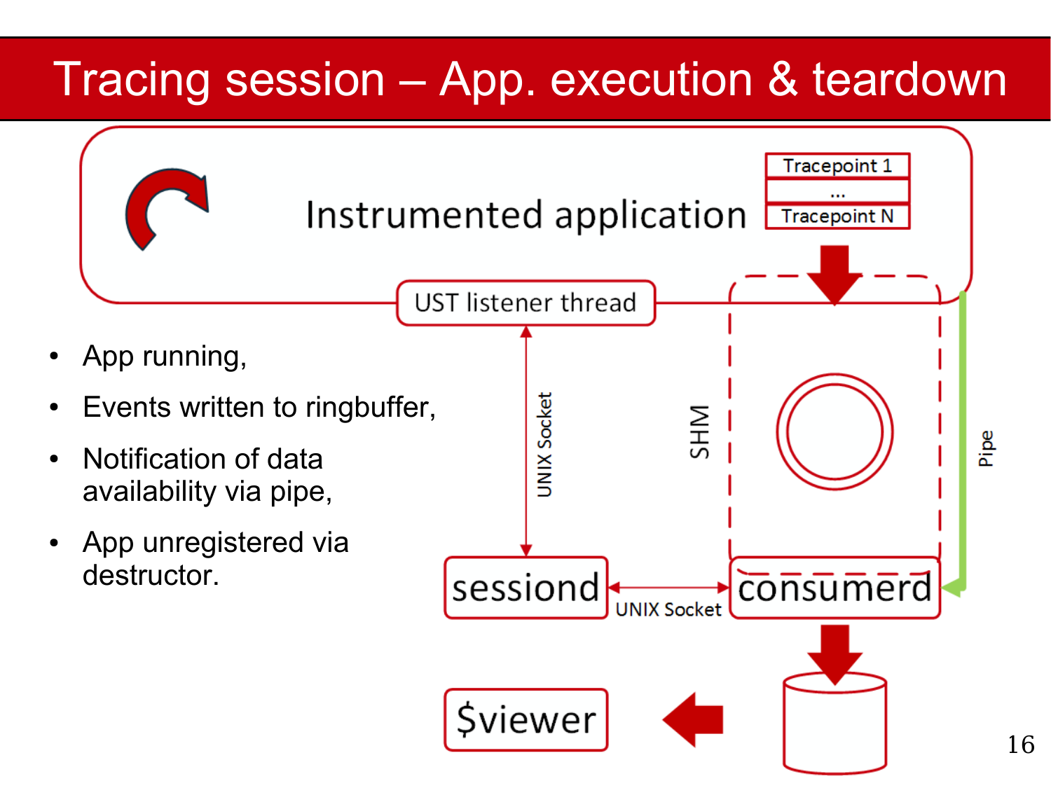# Tracing session – App. execution & teardown

- App running,
- Events written to ringbuffer,
- Notification of data availability via pipe,
- App unregistered via destructor.

Instrumented application

Tracepoint 1

...

Tracepoint N

UST listener thread

UNIX Socket

SHM

Pipe

sessiond

UNIX Socket

consumerd

$viewer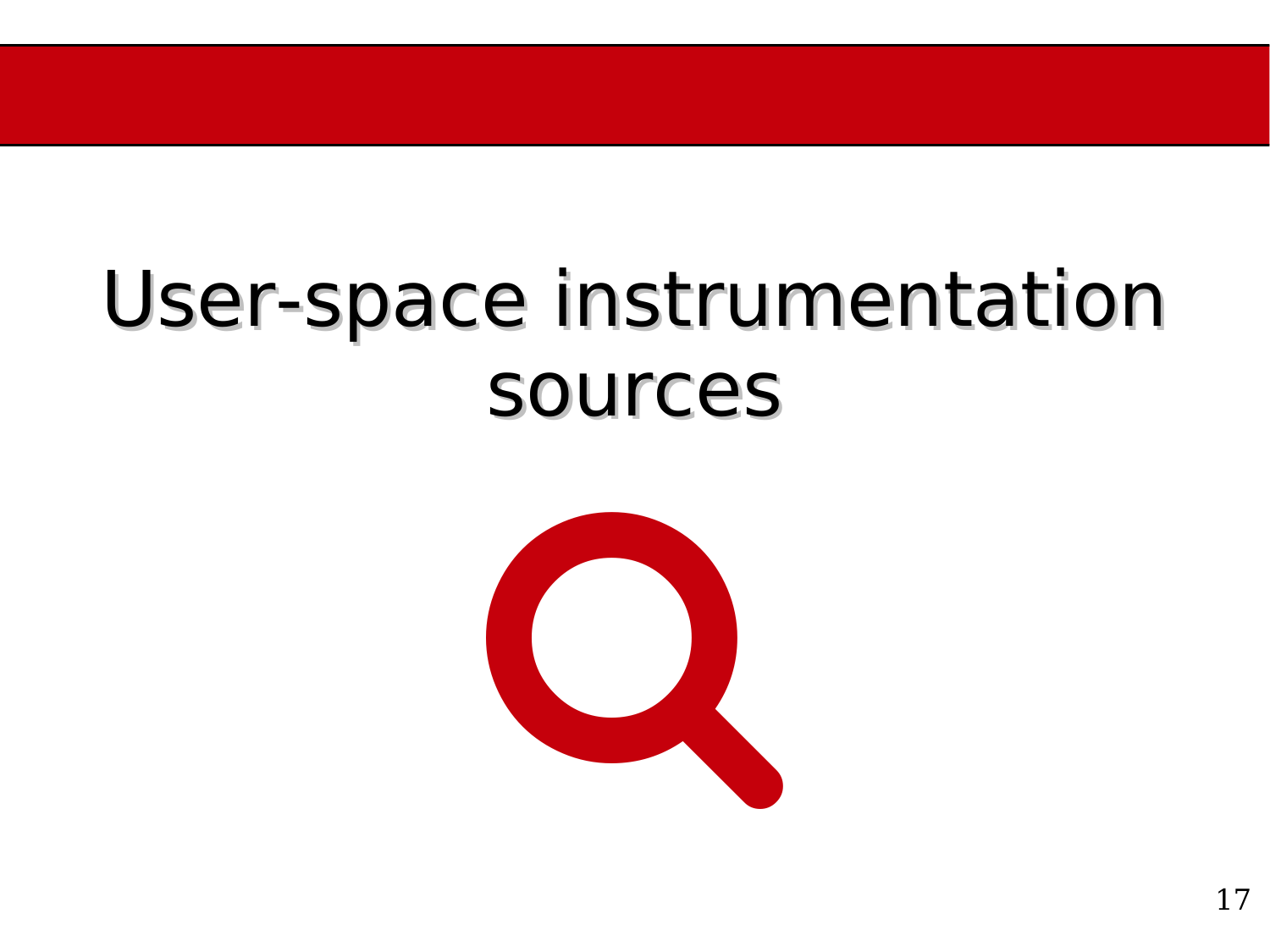# User-space instrumentation sources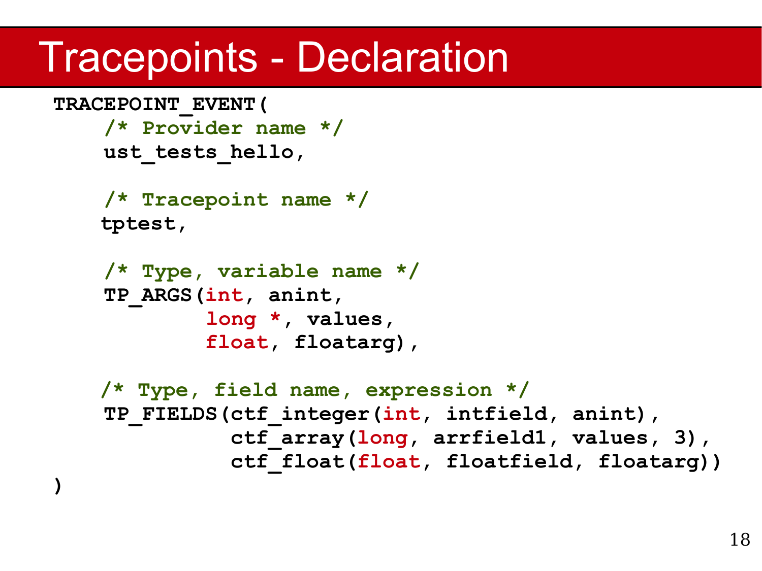# Tracepoints - Declaration

```
TRACEPOINT_EVENT(
    /* Provider name */
    ust_tests_hello,

    /* Tracepoint name */
    tptest,

    /* Type, variable name */
    TP_ARGS(int, anint,
            long *, values,
            float, floatarg),

    /* Type, field name, expression */
    TP_FIELDS(ctf_integer(int, intfield, anint),
              ctf_array(long, arrfield1, values, 3),
              ctf_float(float, floatfield, floatarg))
)
```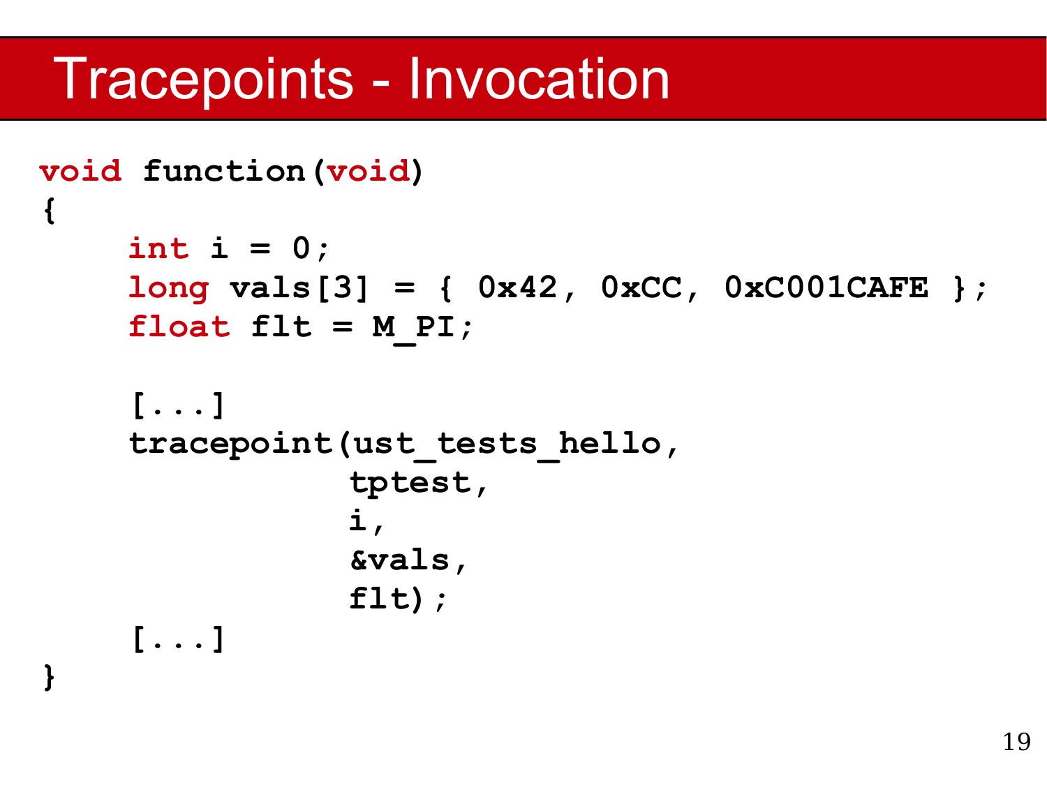# Tracepoints - Invocation

```
void function(void)
{
    int i = 0;
    long vals[3] = { 0x42, 0xCC, 0xC001CAFE };
    float flt = M_PI;

    [...]
    tracepoint(ust_tests_hello,
               tptest,
               i,
               &vals,
               flt);
    [...]
}
```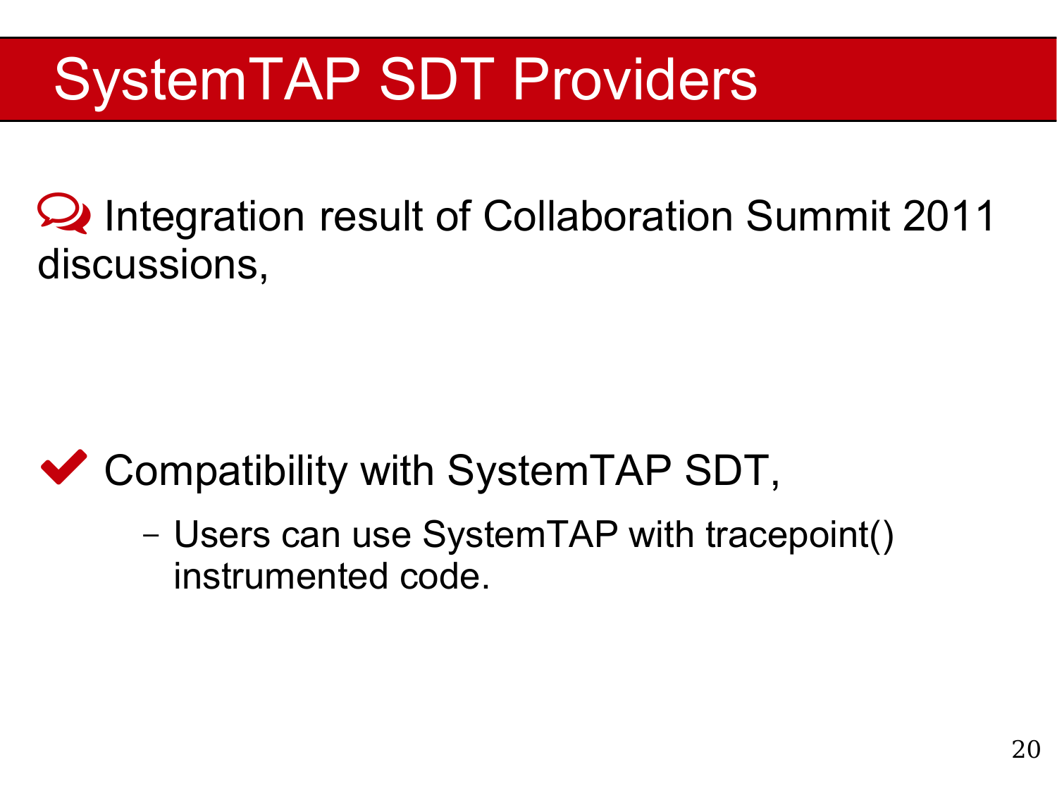# SystemTAP SDT Providers

- Integration result of Collaboration Summit 2011 discussions,

- Compatibility with SystemTAP SDT,
  - Users can use SystemTAP with tracepoint() instrumented code.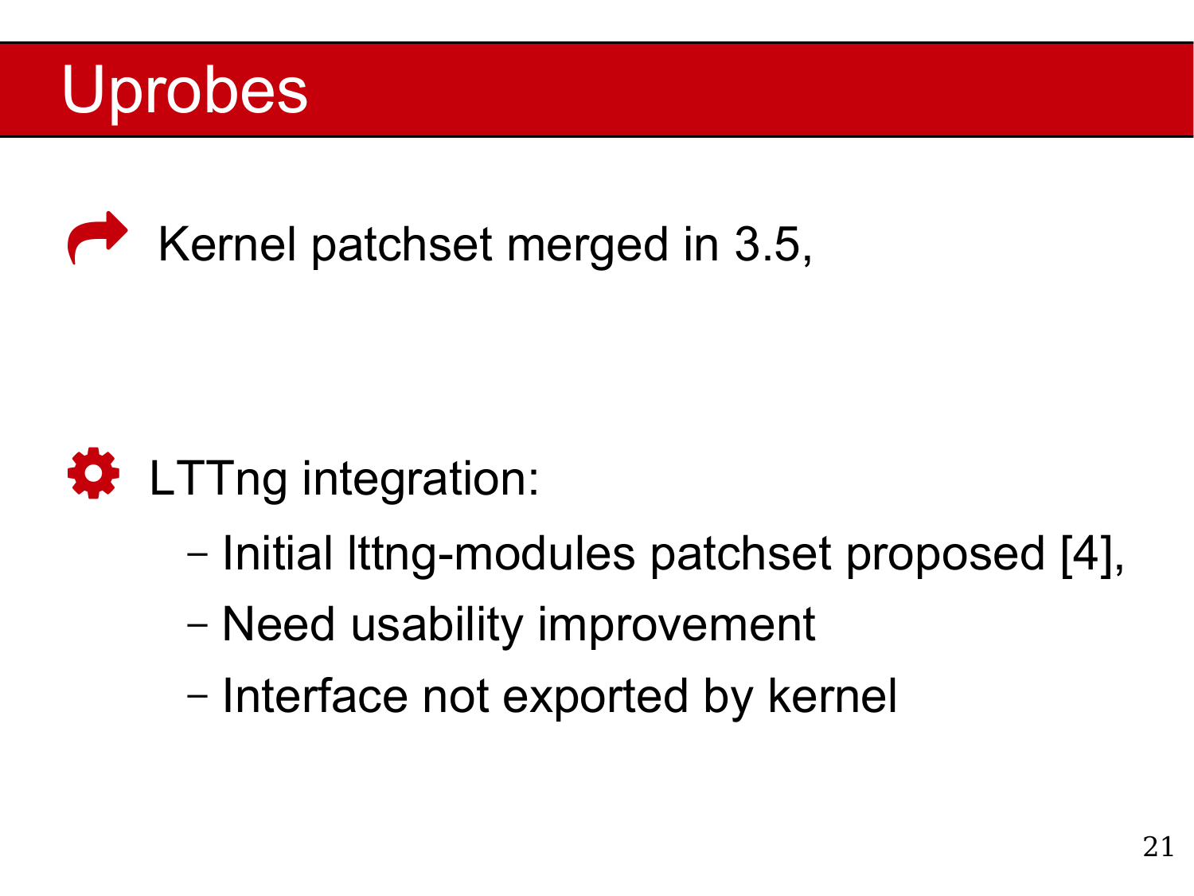# Uprobes

- Kernel patchset merged in 3.5,

- LTTng integration:
  - Initial lttng-modules patchset proposed [4],
  - Need usability improvement
  - Interface not exported by kernel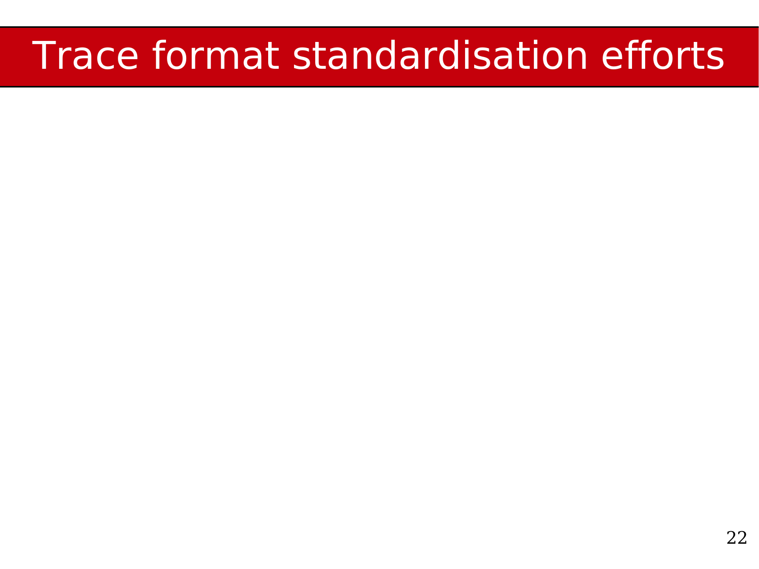# Trace format standardisation efforts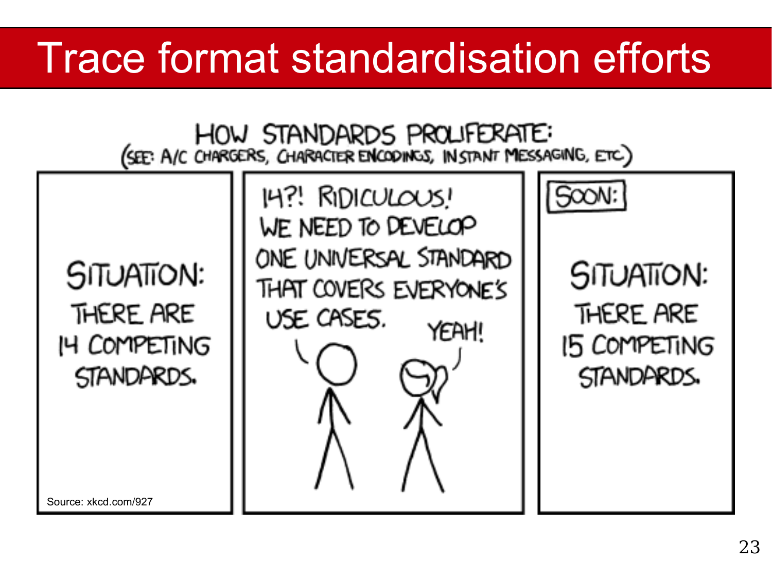# Trace format standardisation efforts

HOW STANDARDS PROLIFERATE:
(SEE: A/C CHARGERS, CHARACTER ENCODINGS, INSTANT MESSAGING, ETC.)

SITUATION: THERE ARE 14 COMPETING STANDARDS.

14?! RIDICULOUS! WE NEED TO DEVELOP ONE UNIVERSAL STANDARD THAT COVERS EVERYONE'S USE CASES.

YEAH!

SOON:

SITUATION: THERE ARE 15 COMPETING STANDARDS.

Source: xkcd.com/927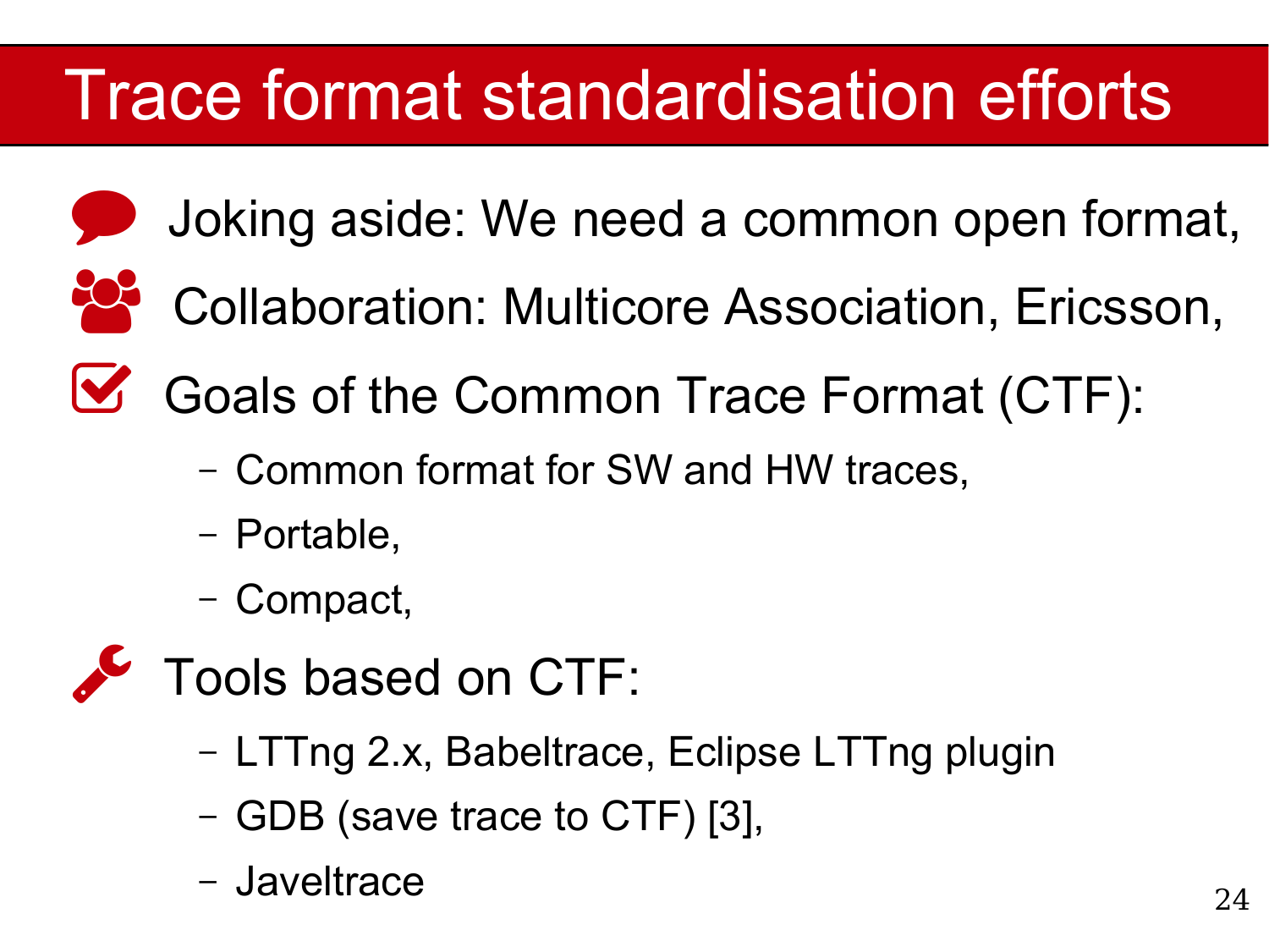# Trace format standardisation efforts

- Joking aside: We need a common open format,
- Collaboration: Multicore Association, Ericsson,
- Goals of the Common Trace Format (CTF):
  - Common format for SW and HW traces,
  - Portable,
  - Compact,
- Tools based on CTF:
  - LTTng 2.x, Babeltrace, Eclipse LTTng plugin
  - GDB (save trace to CTF) [3],
  - Javeltrace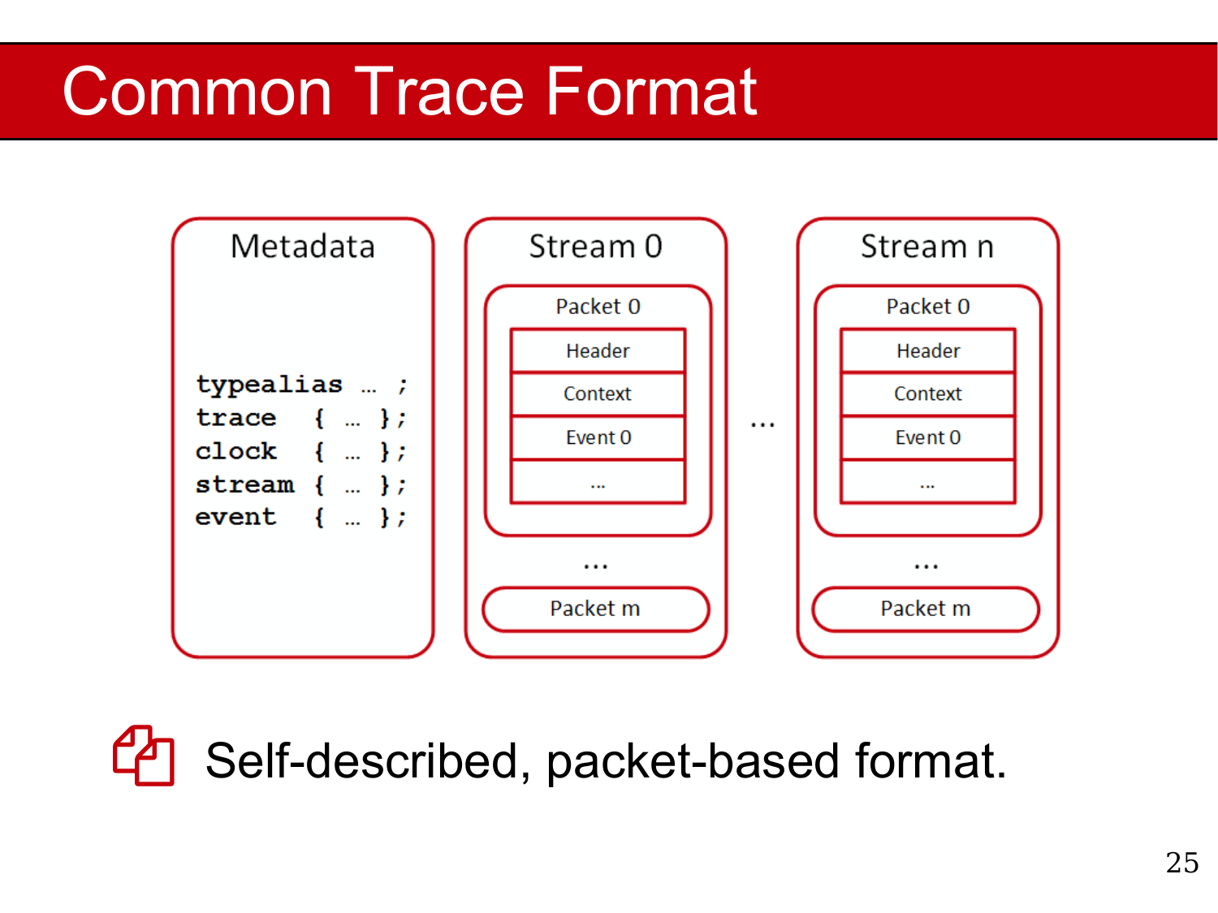# Common Trace Format

**Metadata**

```
typealias … ;
trace  { … };
clock  { … };
stream { … };
event  { … };
```

**Stream 0**

- Packet 0
  - Header
  - Context
  - Event 0
  - …
- …
- Packet m

…

**Stream n**

- Packet 0
  - Header
  - Context
  - Event 0
  - …
- …
- Packet m

Self-described, packet-based format.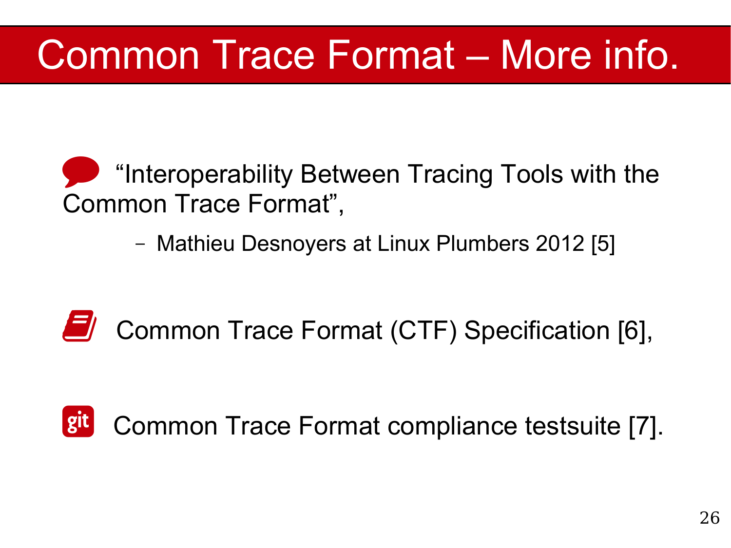# Common Trace Format – More info.

- “Interoperability Between Tracing Tools with the Common Trace Format”,
  - Mathieu Desnoyers at Linux Plumbers 2012 [5]

- Common Trace Format (CTF) Specification [6],

- Common Trace Format compliance testsuite [7].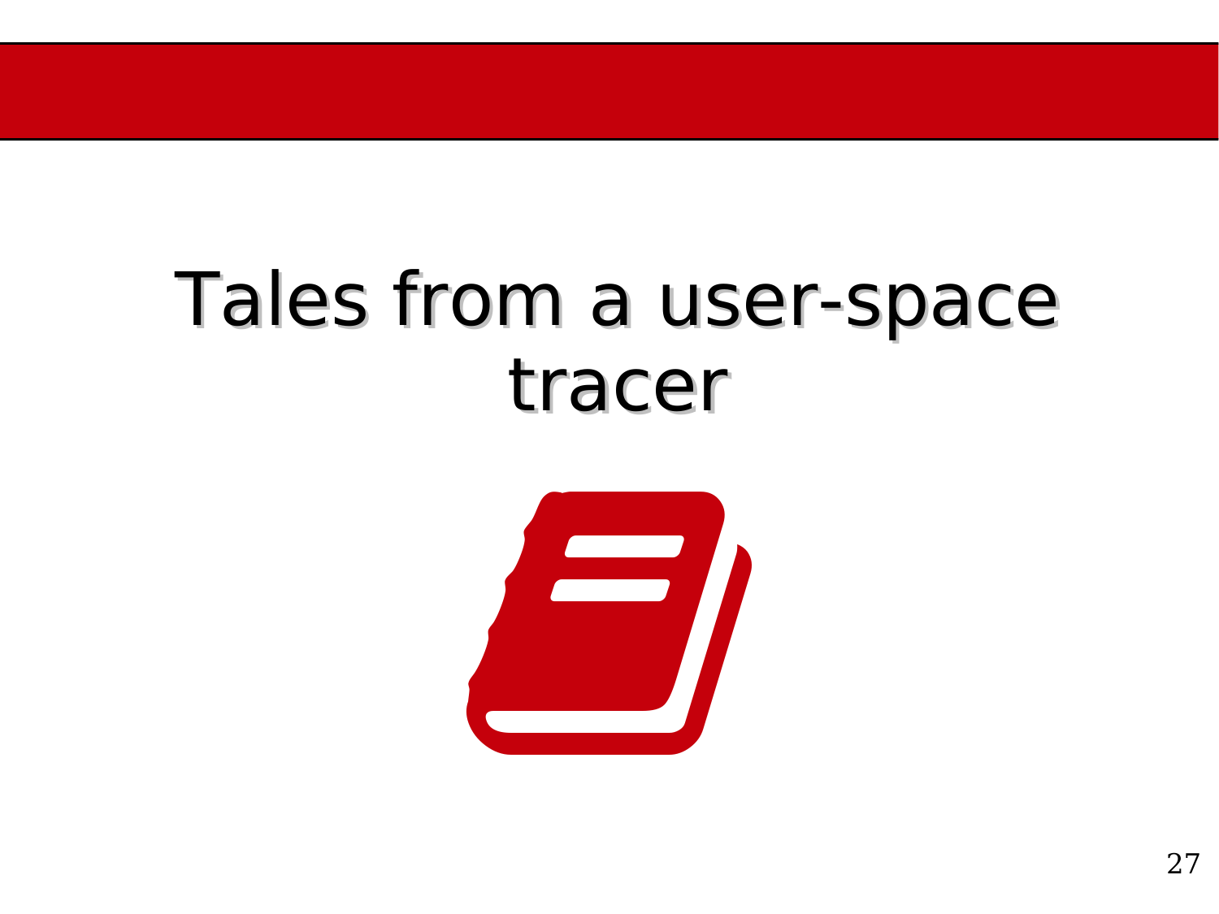# Tales from a user-space tracer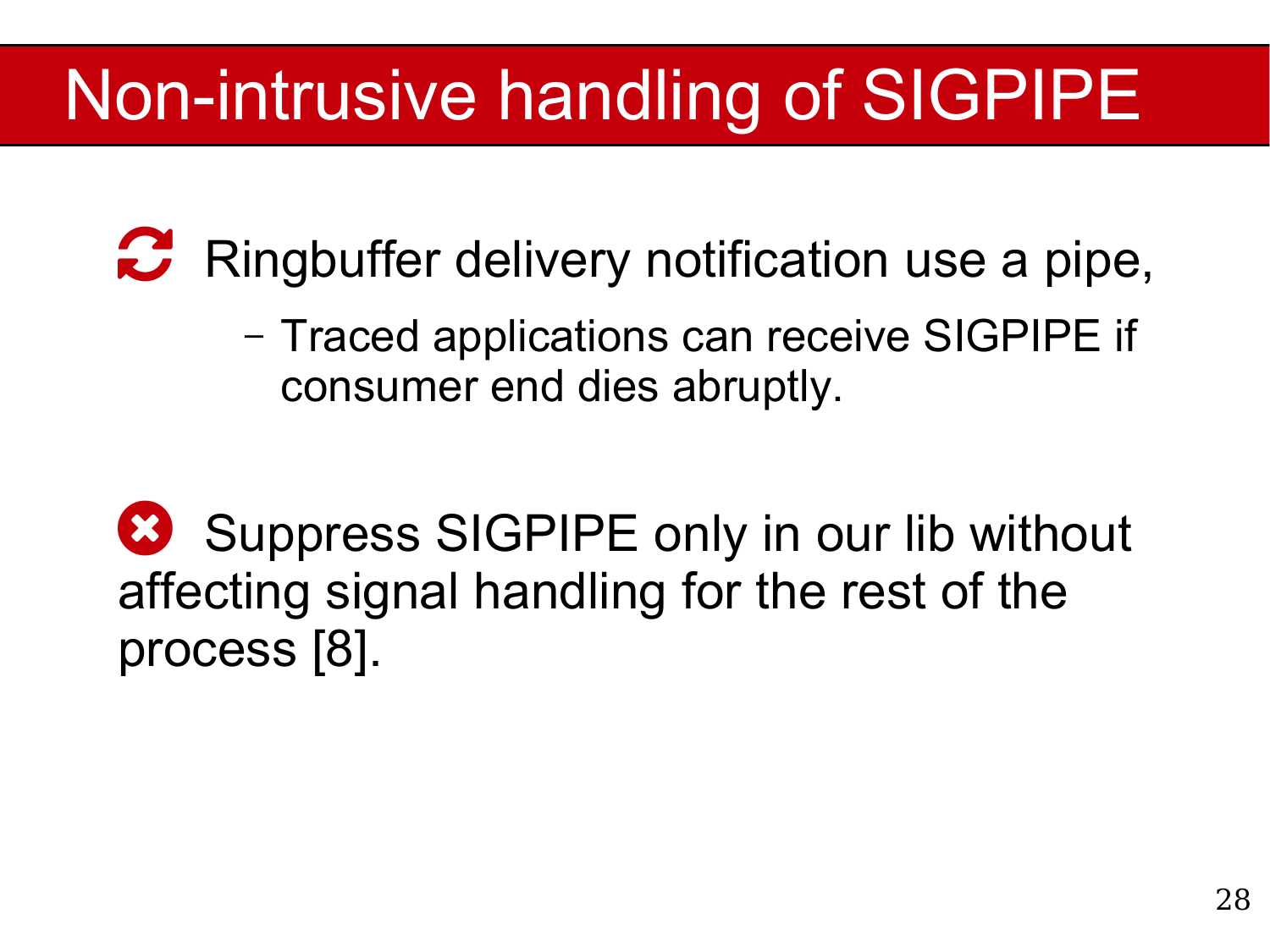# Non-intrusive handling of SIGPIPE

- Ringbuffer delivery notification use a pipe,
  - Traced applications can receive SIGPIPE if consumer end dies abruptly.

- Suppress SIGPIPE only in our lib without affecting signal handling for the rest of the process [8].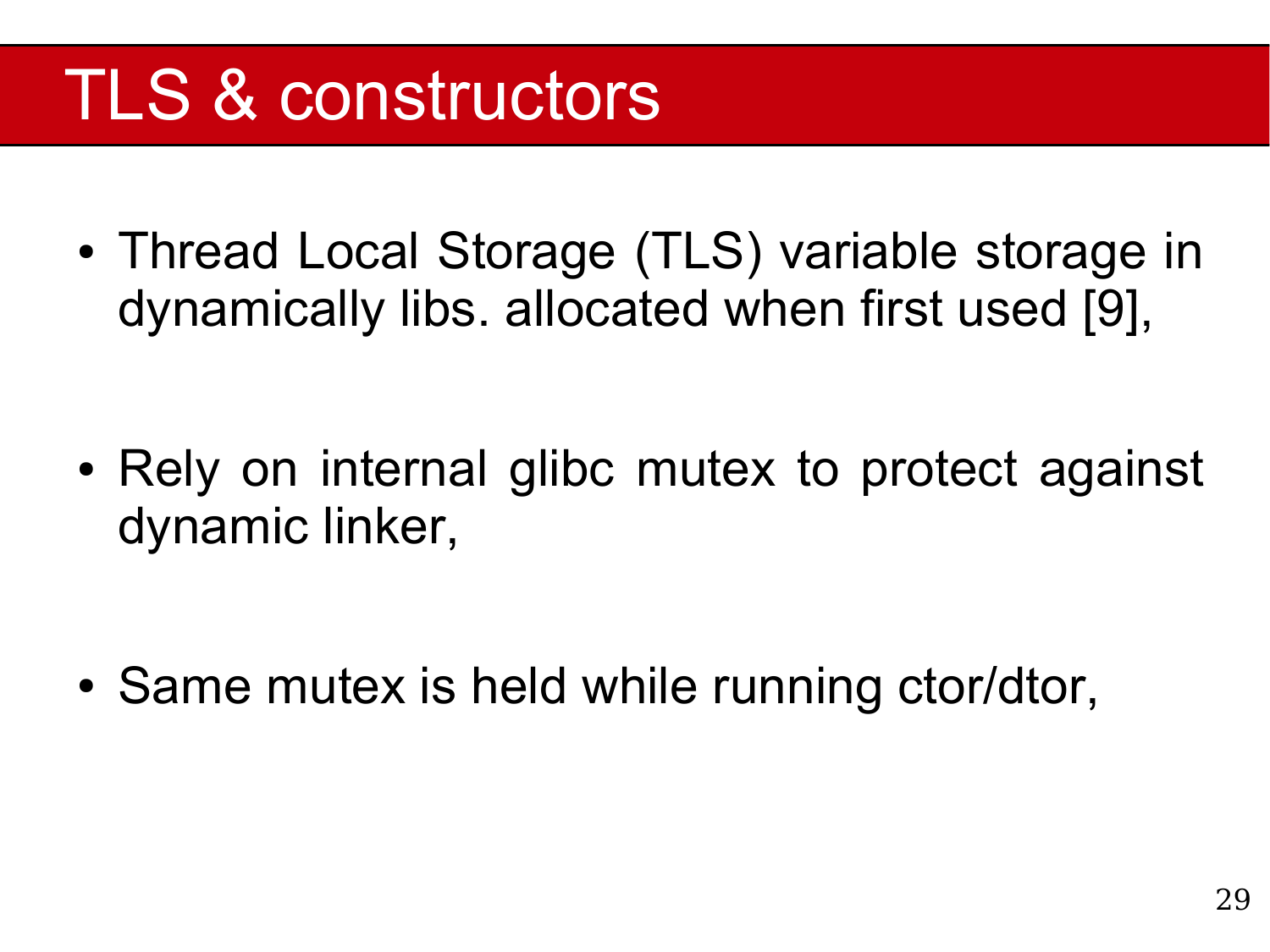# TLS & constructors

- Thread Local Storage (TLS) variable storage in dynamically libs. allocated when first used [9],
- Rely on internal glibc mutex to protect against dynamic linker,
- Same mutex is held while running ctor/dtor,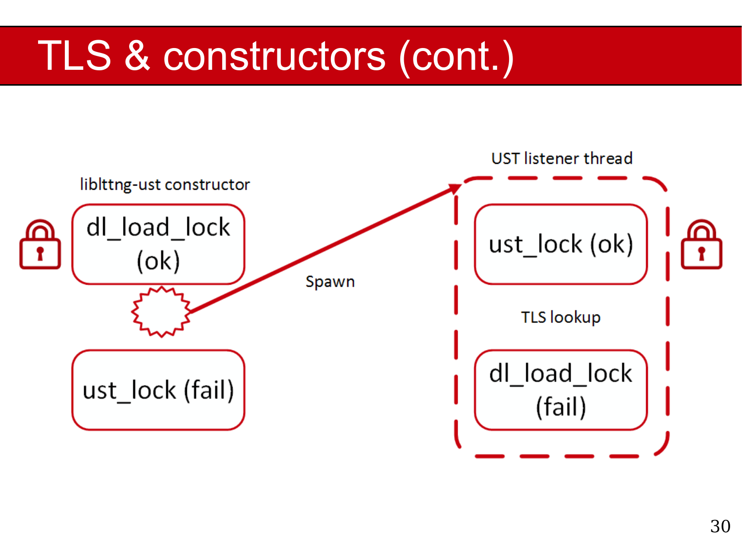# TLS & constructors (cont.)

liblttng-ust constructor

dl_load_lock (ok)

ust_lock (fail)

Spawn

UST listener thread

ust_lock (ok)

TLS lookup

dl_load_lock (fail)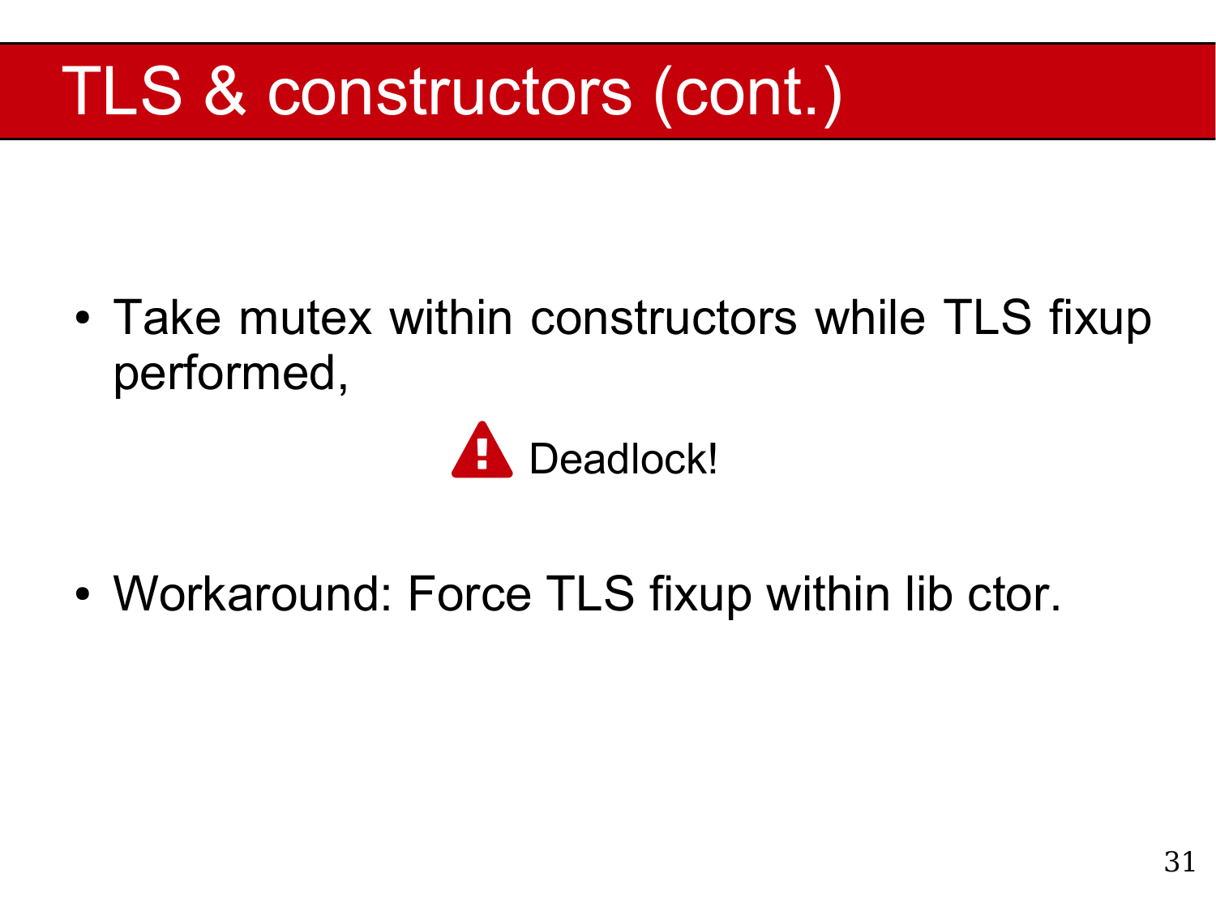# TLS & constructors (cont.)

- Take mutex within constructors while TLS fixup performed,

  ⚠ Deadlock!

- Workaround: Force TLS fixup within lib ctor.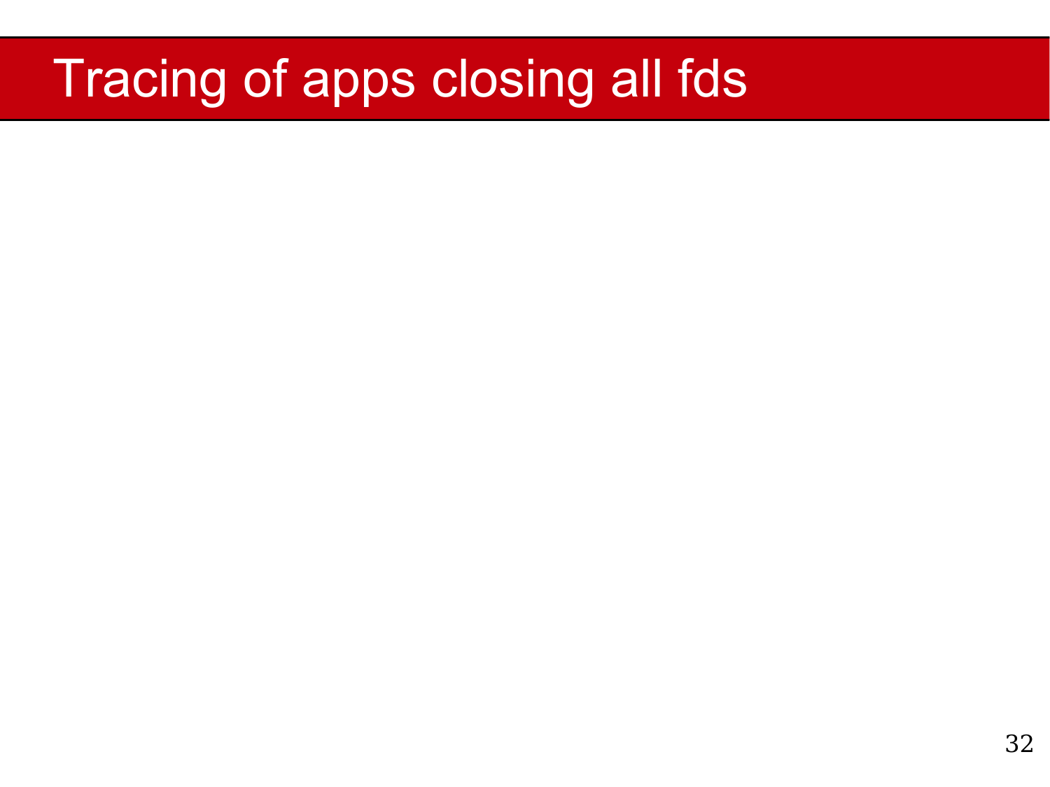# Tracing of apps closing all fds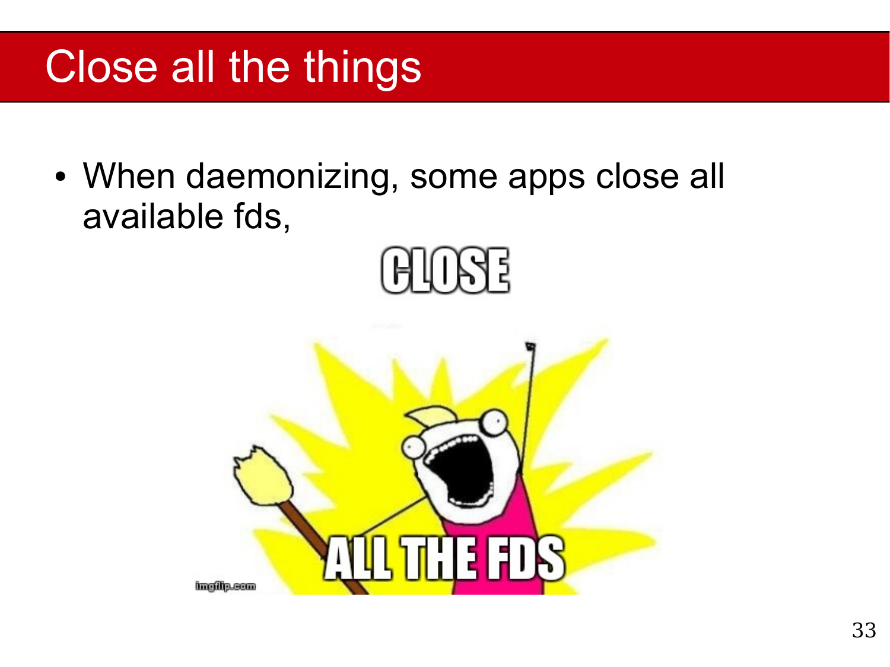# Close all the things

- When daemonizing, some apps close all available fds,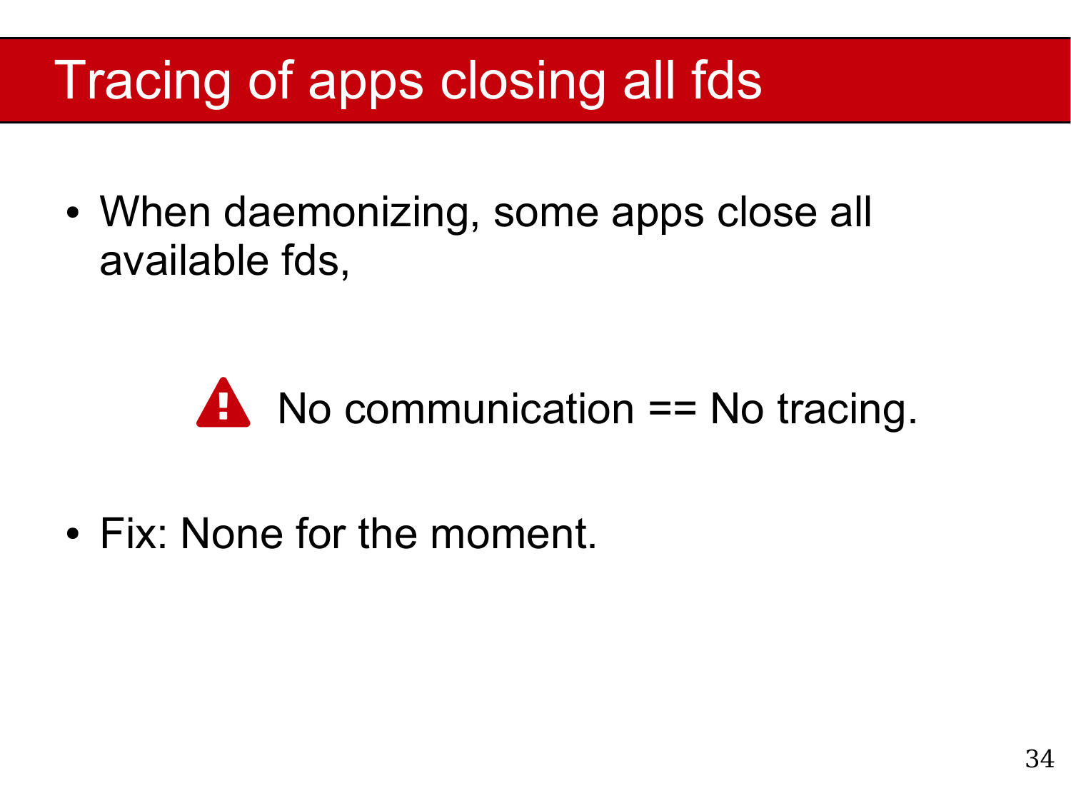# Tracing of apps closing all fds

- When daemonizing, some apps close all available fds,

⚠ No communication == No tracing.

- Fix: None for the moment.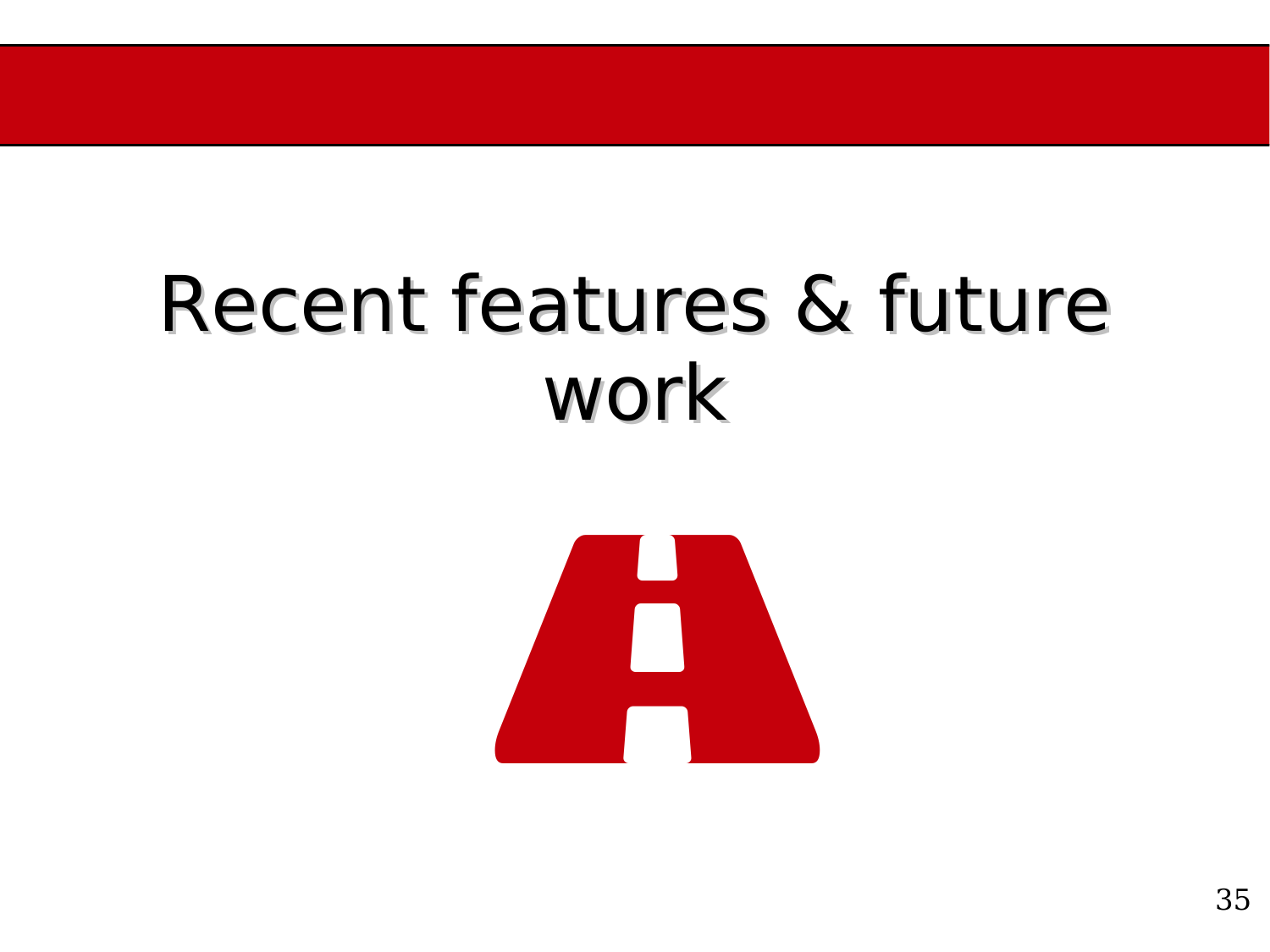# Recent features & future work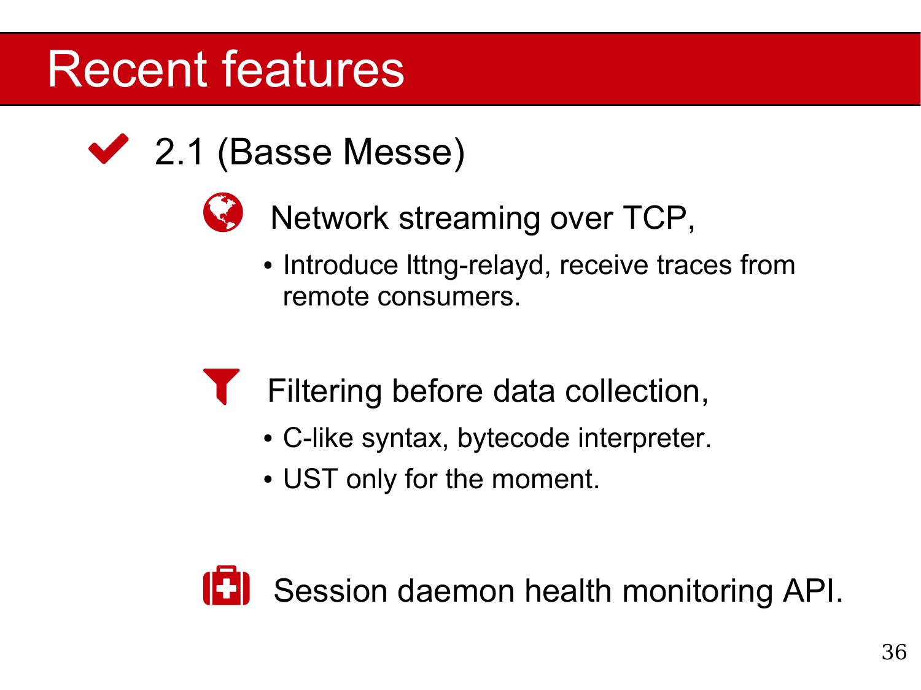# Recent features

## 2.1 (Basse Messe)

### Network streaming over TCP,

- Introduce lttng-relayd, receive traces from remote consumers.

### Filtering before data collection,

- C-like syntax, bytecode interpreter.
- UST only for the moment.

### Session daemon health monitoring API.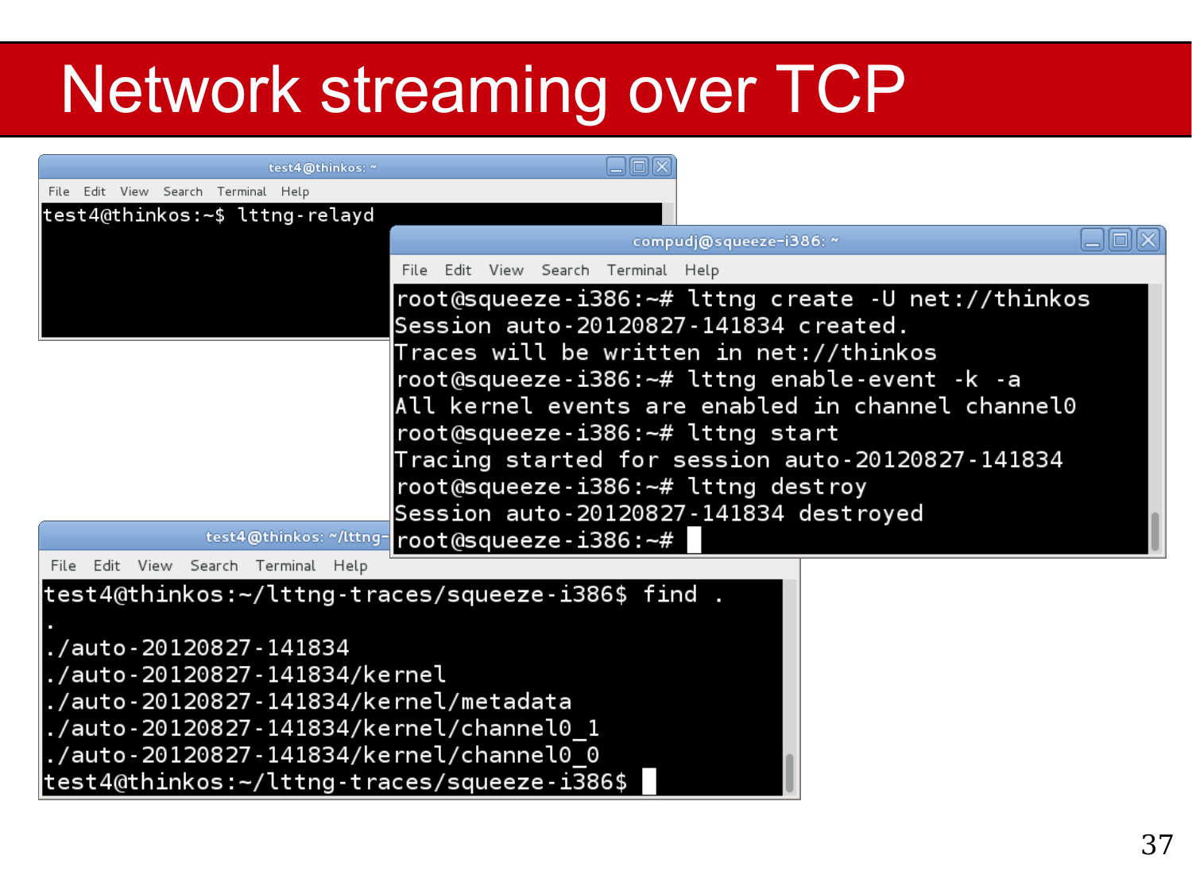# Network streaming over TCP

test4@thinkos: ~

```
test4@thinkos:~$ lttng-relayd
```

compudj@squeeze-i386: ~

```
root@squeeze-i386:~# lttng create -U net://thinkos
Session auto-20120827-141834 created.
Traces will be written in net://thinkos
root@squeeze-i386:~# lttng enable-event -k -a
All kernel events are enabled in channel channel0
root@squeeze-i386:~# lttng start
Tracing started for session auto-20120827-141834
root@squeeze-i386:~# lttng destroy
Session auto-20120827-141834 destroyed
root@squeeze-i386:~#
```

test4@thinkos: ~/lttng-

```
test4@thinkos:~/lttng-traces/squeeze-i386$ find .
.
./auto-20120827-141834
./auto-20120827-141834/kernel
./auto-20120827-141834/kernel/metadata
./auto-20120827-141834/kernel/channel0_1
./auto-20120827-141834/kernel/channel0_0
test4@thinkos:~/lttng-traces/squeeze-i386$
```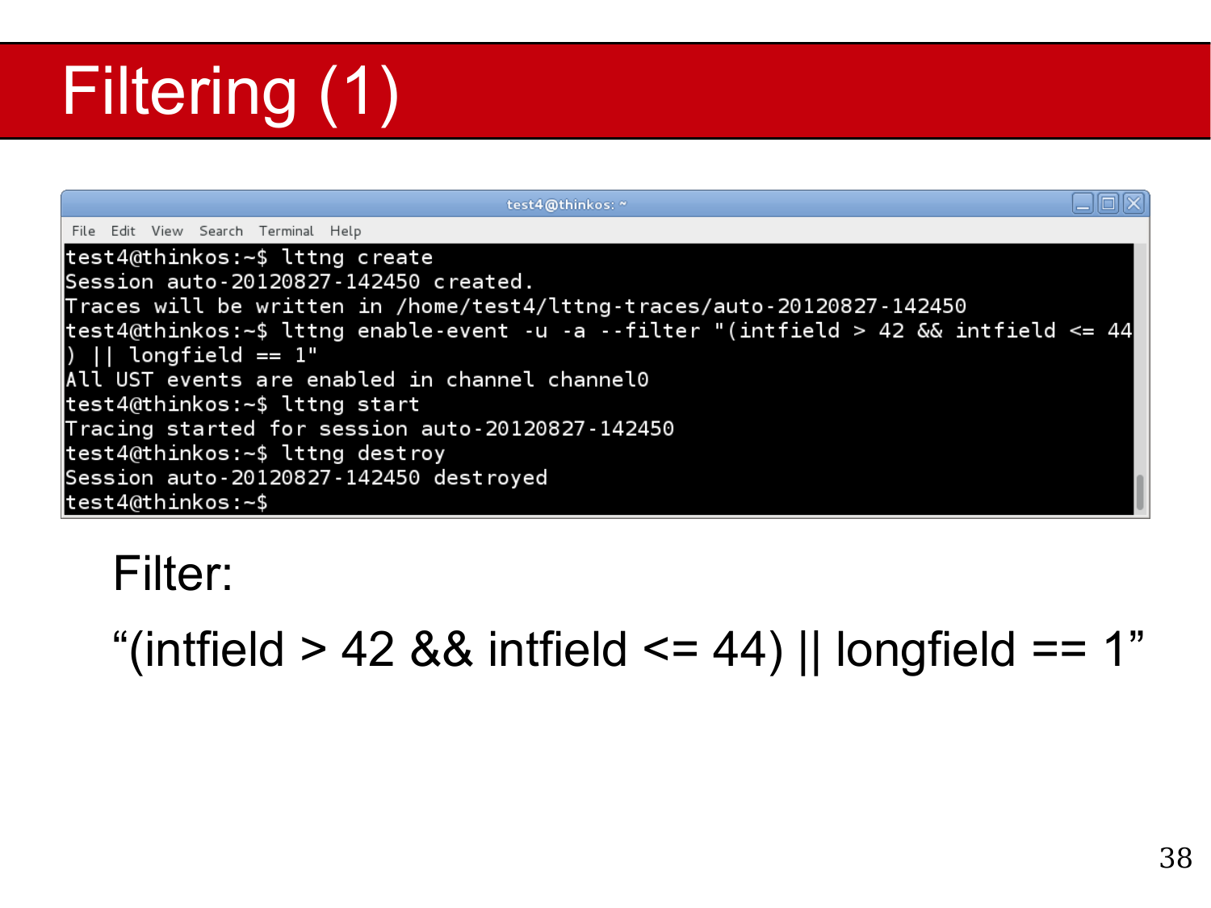# Filtering (1)

```
test4@thinkos:~$ lttng create
Session auto-20120827-142450 created.
Traces will be written in /home/test4/lttng-traces/auto-20120827-142450
test4@thinkos:~$ lttng enable-event -u -a --filter "(intfield > 42 && intfield <= 44
) || longfield == 1"
All UST events are enabled in channel channel0
test4@thinkos:~$ lttng start
Tracing started for session auto-20120827-142450
test4@thinkos:~$ lttng destroy
Session auto-20120827-142450 destroyed
test4@thinkos:~$
```

Filter:

“(intfield > 42 && intfield <= 44) || longfield == 1”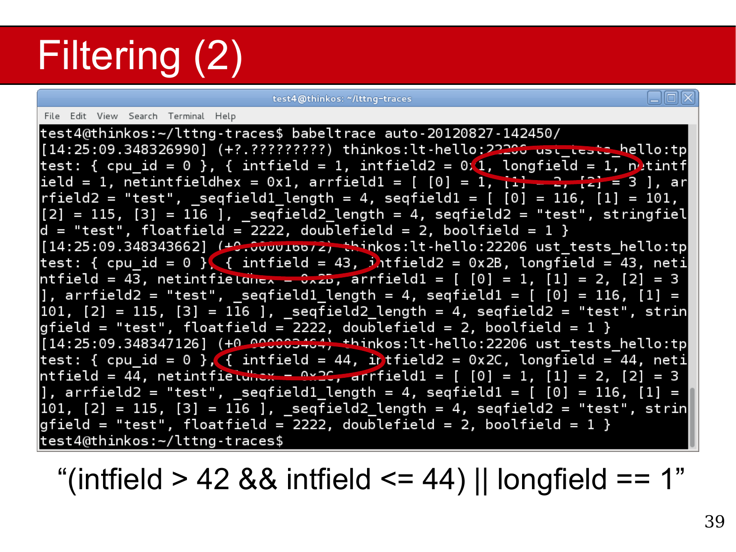# Filtering (2)

```
test4@thinkos:~/lttng-traces$ babeltrace auto-20120827-142450/
[14:25:09.348326990] (+?.?????????) thinkos:lt-hello:22206 ust_tests_hello:tp
test: { cpu_id = 0 }, { intfield = 1, intfield2 = 0x1, longfield = 1, netintf
ield = 1, netintfieldhex = 0x1, arrfield1 = [ [0] = 1, [1] = 2, [2] = 3 ], ar
rfield2 = "test", _seqfield1_length = 4, seqfield1 = [ [0] = 116, [1] = 101,
[2] = 115, [3] = 116 ], _seqfield2_length = 4, seqfield2 = "test", stringfiel
d = "test", floatfield = 2222, doublefield = 2, boolfield = 1 }
[14:25:09.348343662] (+0.000016672) thinkos:lt-hello:22206 ust_tests_hello:tp
test: { cpu_id = 0 }, { intfield = 43, intfield2 = 0x2B, longfield = 43, neti
ntfield = 43, netintfieldhex = 0x2B, arrfield1 = [ [0] = 1, [1] = 2, [2] = 3
], arrfield2 = "test", _seqfield1_length = 4, seqfield1 = [ [0] = 116, [1] =
101, [2] = 115, [3] = 116 ], _seqfield2_length = 4, seqfield2 = "test", strin
gfield = "test", floatfield = 2222, doublefield = 2, boolfield = 1 }
[14:25:09.348347126] (+0.000003464) thinkos:lt-hello:22206 ust_tests_hello:tp
test: { cpu_id = 0 }, { intfield = 44, intfield2 = 0x2C, longfield = 44, neti
ntfield = 44, netintfieldhex = 0x2C, arrfield1 = [ [0] = 1, [1] = 2, [2] = 3
], arrfield2 = "test", _seqfield1_length = 4, seqfield1 = [ [0] = 116, [1] =
101, [2] = 115, [3] = 116 ], _seqfield2_length = 4, seqfield2 = "test", strin
gfield = "test", floatfield = 2222, doublefield = 2, boolfield = 1 }
test4@thinkos:~/lttng-traces$
```

"(intfield > 42 && intfield <= 44) || longfield == 1"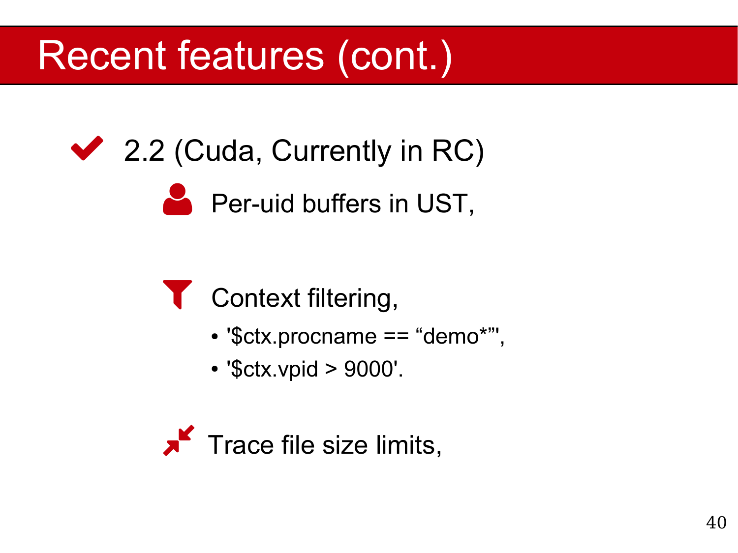# Recent features (cont.)

- 2.2 (Cuda, Currently in RC)
  - Per-uid buffers in UST,
  - Context filtering,
    - '$ctx.procname == “demo*”',
    - '$ctx.vpid > 9000'.
  - Trace file size limits,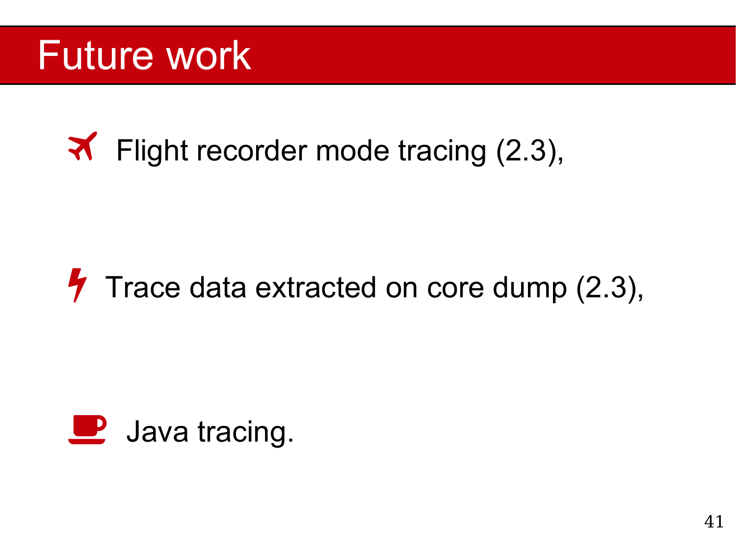# Future work

- Flight recorder mode tracing (2.3),
- Trace data extracted on core dump (2.3),
- Java tracing.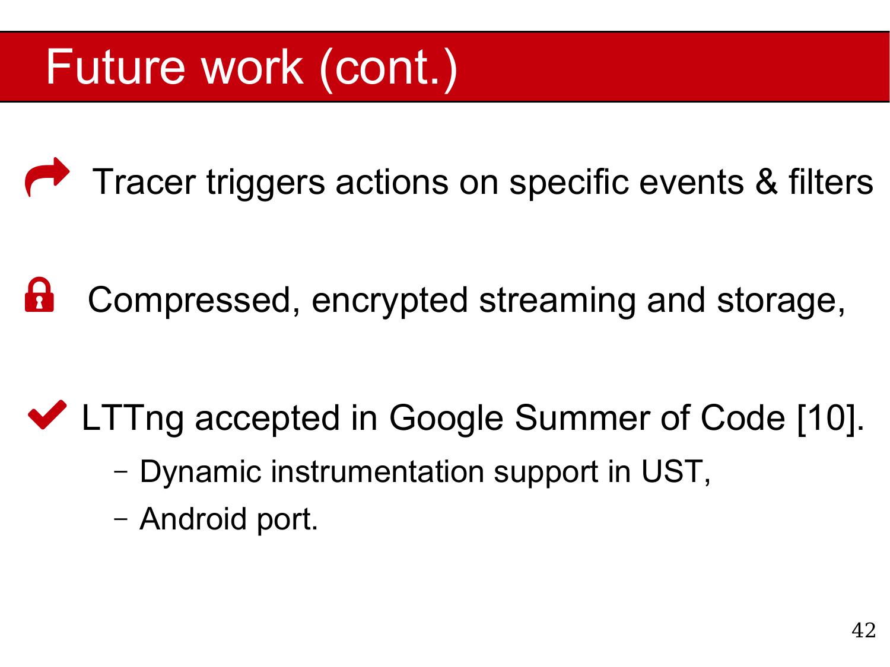# Future work (cont.)

- Tracer triggers actions on specific events & filters

- Compressed, encrypted streaming and storage,

- LTTng accepted in Google Summer of Code [10].
  - Dynamic instrumentation support in UST,
  - Android port.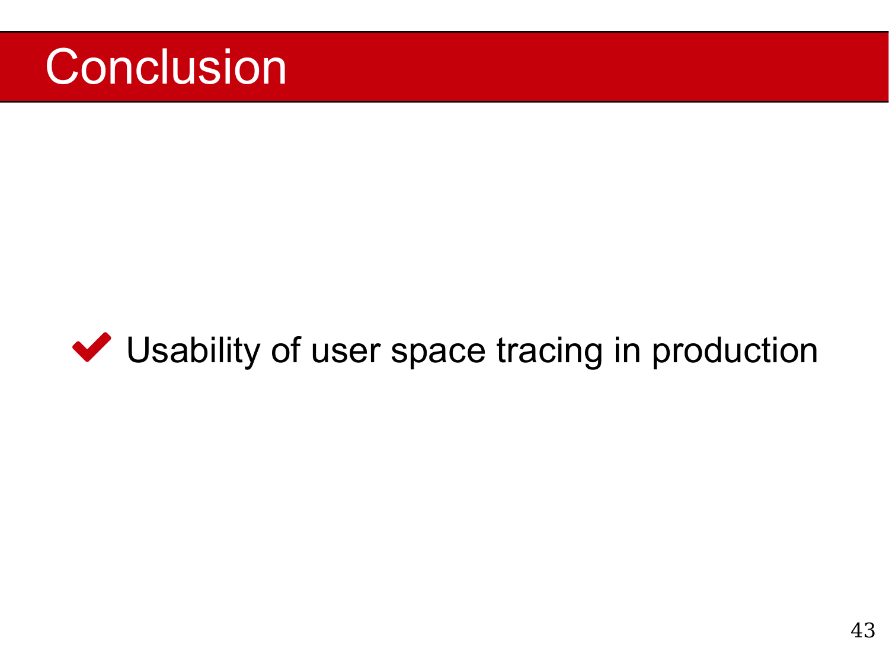# Conclusion

- ✔ Usability of user space tracing in production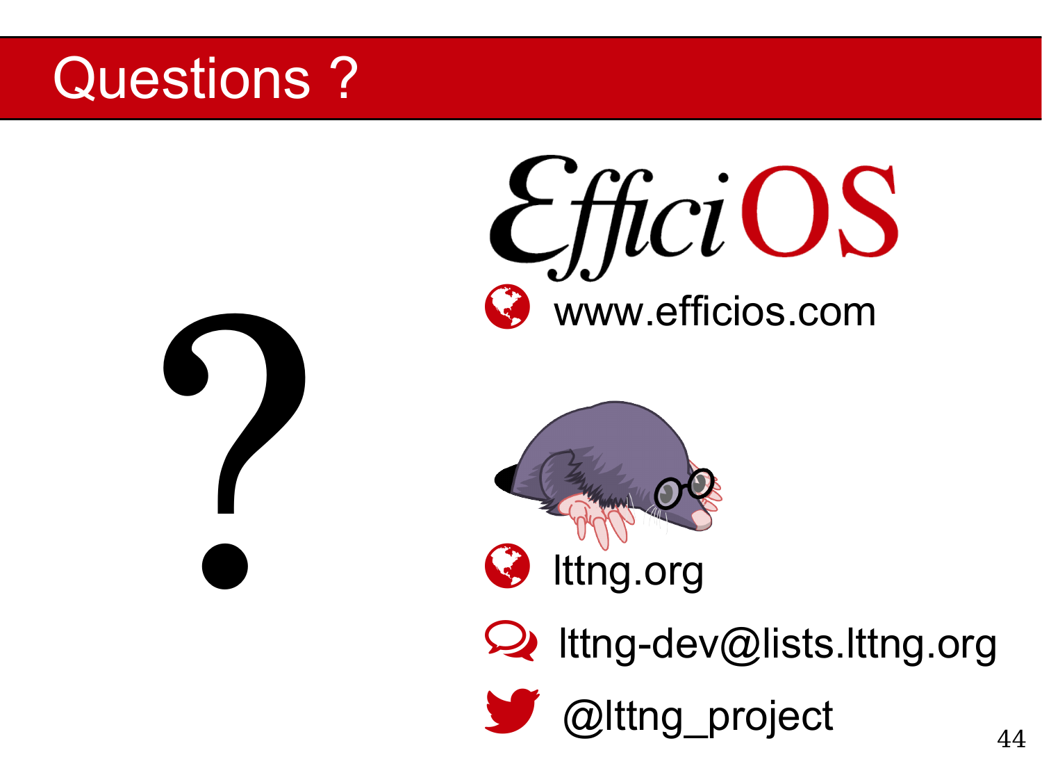# Questions ?

?

EfficiOS

www.efficios.com

lttng.org

lttng-dev@lists.lttng.org

@lttng_project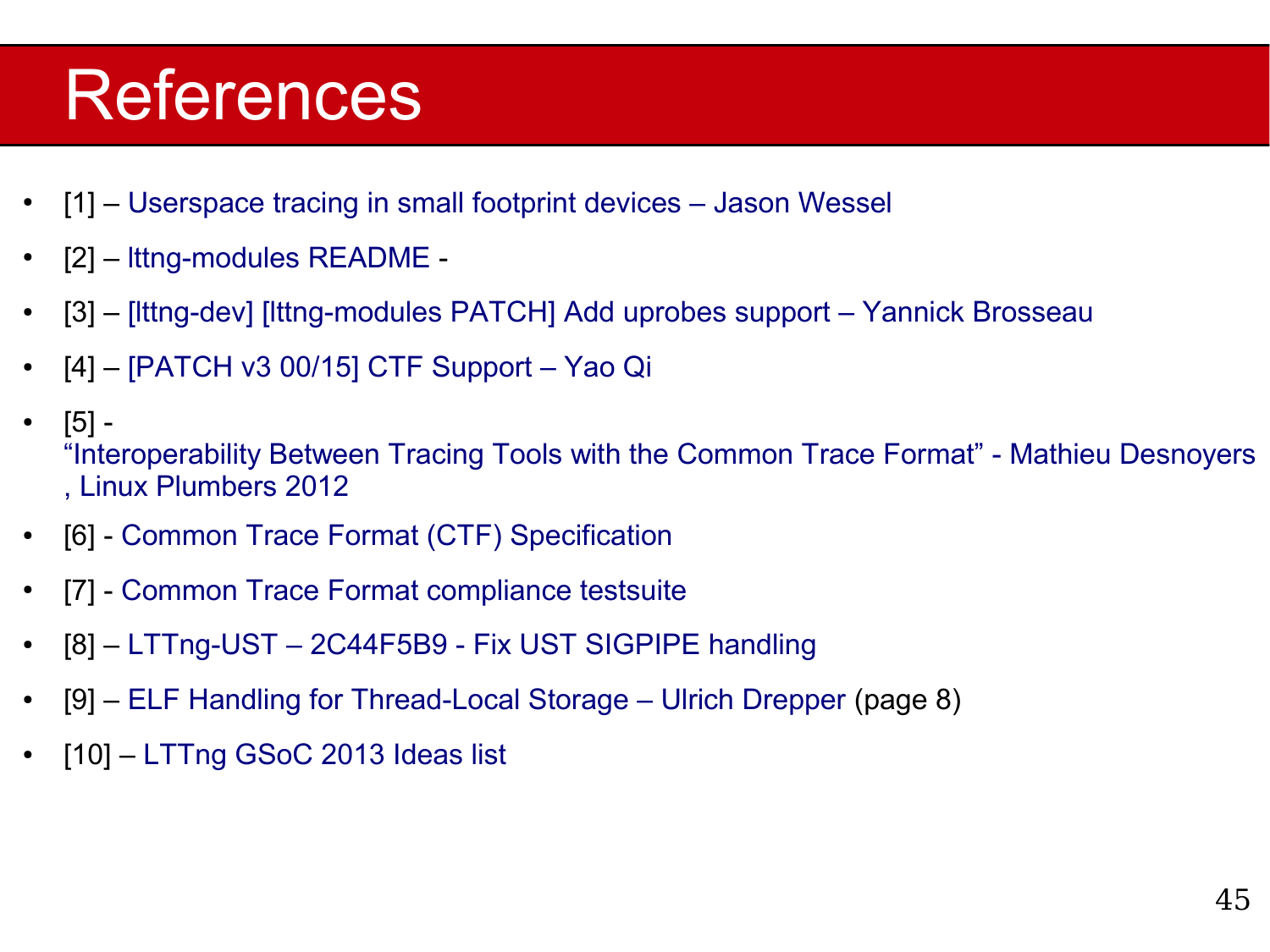# References

- [1] – Userspace tracing in small footprint devices – Jason Wessel
- [2] – lttng-modules README -
- [3] – [lttng-dev] [lttng-modules PATCH] Add uprobes support – Yannick Brosseau
- [4] – [PATCH v3 00/15] CTF Support – Yao Qi
- [5] - "Interoperability Between Tracing Tools with the Common Trace Format" - Mathieu Desnoyers , Linux Plumbers 2012
- [6] - Common Trace Format (CTF) Specification
- [7] - Common Trace Format compliance testsuite
- [8] – LTTng-UST – 2C44F5B9 - Fix UST SIGPIPE handling
- [9] – ELF Handling for Thread-Local Storage – Ulrich Drepper (page 8)
- [10] – LTTng GSoC 2013 Ideas list